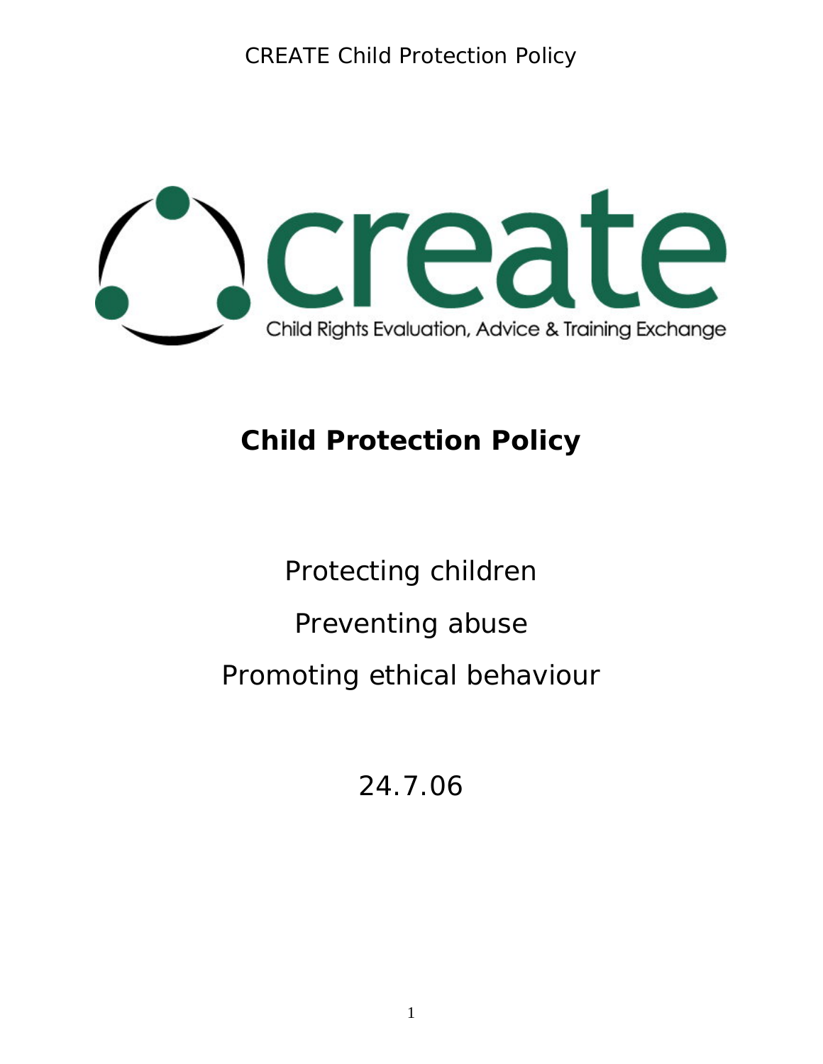create

Child Rights Evaluation, Advice & Training Exchange

# Child Protection Policy

Protecting children

Preventing abuse

Promoting ethical behaviour

24.7.06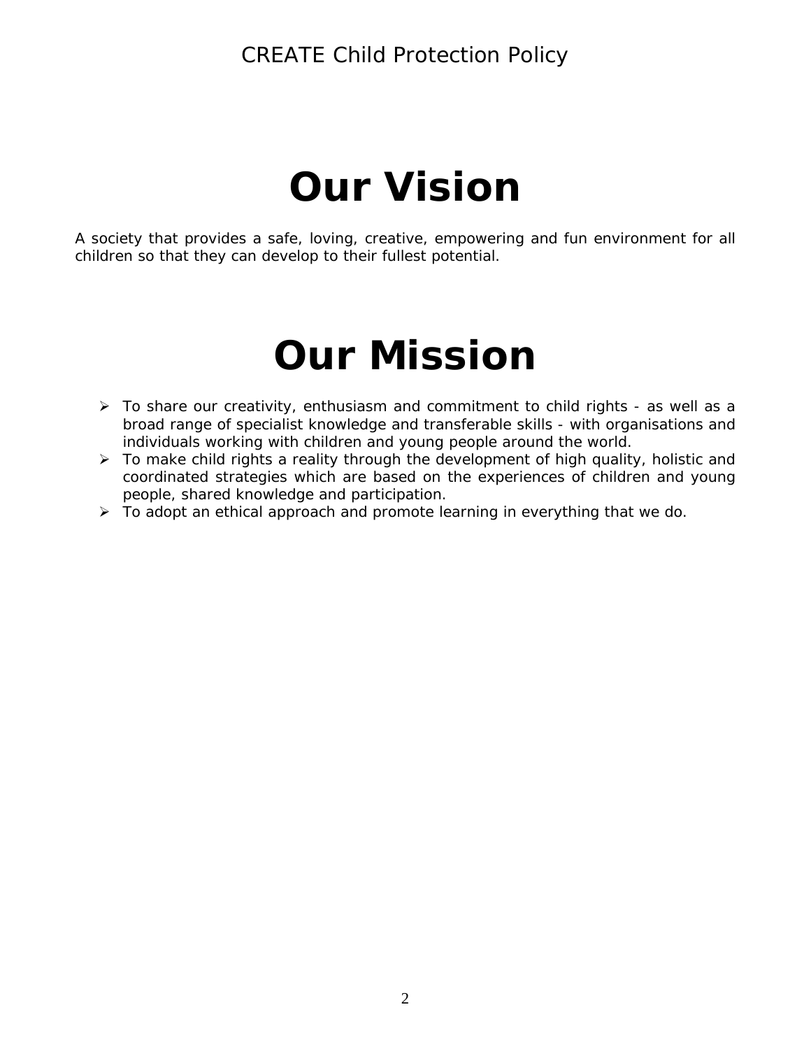# Our Vision

A society that provides a safe, loving, creative, empowering and fun environment for all children so that they can develop to their fullest potential.

# Our Mission

- To share our creativity, enthusiasm and commitment to child rights - as well as a broad range of specialist knowledge and transferable skills - with organisations and individuals working with children and young people around the world.
- To make child rights a reality through the development of high quality, holistic and coordinated strategies which are based on the experiences of children and young people, shared knowledge and participation.
- To adopt an ethical approach and promote learning in everything that we do.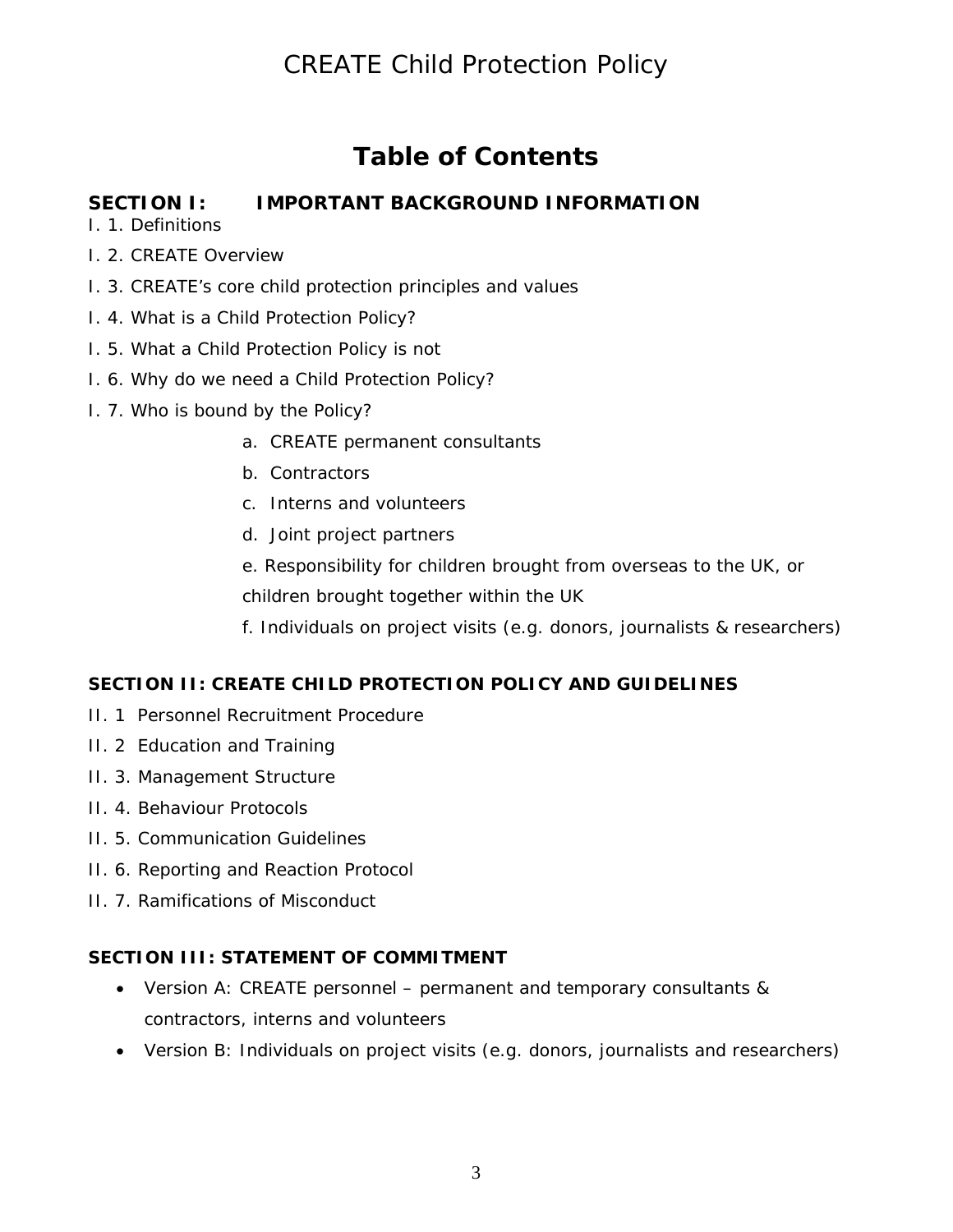# CREATE Child Protection Policy

## Table of Contents

**SECTION I: IMPORTANT BACKGROUND INFORMATION**

I. 1. Definitions

I. 2. CREATE Overview

I. 3. CREATE's core child protection principles and values

I. 4. What is a Child Protection Policy?

I. 5. What a Child Protection Policy is not

I. 6. Why do we need a Child Protection Policy?

I. 7. Who is bound by the Policy?

- a. CREATE permanent consultants
- b. Contractors
- c. Interns and volunteers
- d. Joint project partners
- e. Responsibility for children brought from overseas to the UK, or children brought together within the UK
- f. Individuals on project visits (e.g. donors, journalists & researchers)

**SECTION II: CREATE CHILD PROTECTION POLICY AND GUIDELINES**

II. 1 Personnel Recruitment Procedure

II. 2 Education and Training

II. 3. Management Structure

II. 4. Behaviour Protocols

II. 5. Communication Guidelines

II. 6. Reporting and Reaction Protocol

II. 7. Ramifications of Misconduct

**SECTION III: STATEMENT OF COMMITMENT**

- Version A: CREATE personnel – permanent and temporary consultants & contractors, interns and volunteers
- Version B: Individuals on project visits (e.g. donors, journalists and researchers)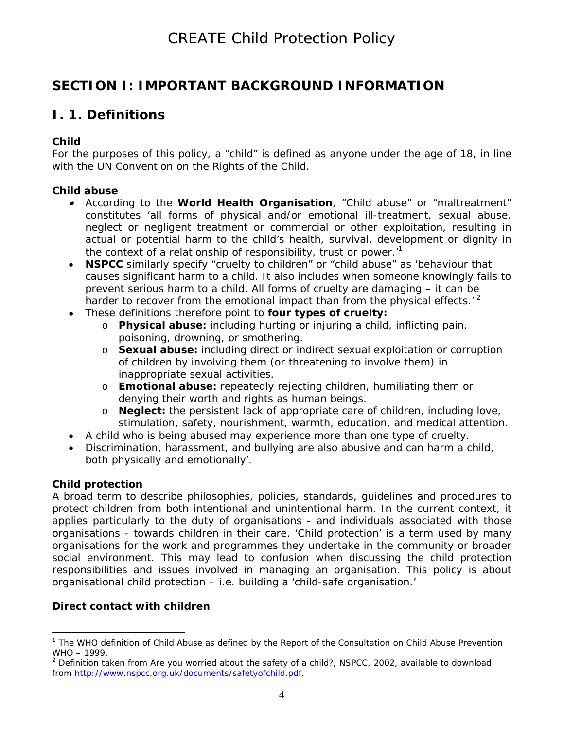## SECTION I: IMPORTANT BACKGROUND INFORMATION

## I. 1. Definitions

**Child**

For the purposes of this policy, a "child" is defined as anyone under the age of 18, in line with the UN Convention on the Rights of the Child.

**Child abuse**

- According to the **World Health Organisation**, "Child abuse" or "maltreatment" constitutes 'all forms of physical and/or emotional ill-treatment, sexual abuse, neglect or negligent treatment or commercial or other exploitation, resulting in actual or potential harm to the child's health, survival, development or dignity in the context of a relationship of responsibility, trust or power.'[1]
- **NSPCC** similarly specify "cruelty to children" or "child abuse" as 'behaviour that causes significant harm to a child. It also includes when someone knowingly fails to prevent serious harm to a child. All forms of cruelty are damaging – it can be harder to recover from the emotional impact than from the physical effects.'[2]
- These definitions therefore point to **four types of cruelty:**
  - **Physical abuse:** including hurting or injuring a child, inflicting pain, poisoning, drowning, or smothering.
  - **Sexual abuse:** including direct or indirect sexual exploitation or corruption of children by involving them (or threatening to involve them) in inappropriate sexual activities.
  - **Emotional abuse:** repeatedly rejecting children, humiliating them or denying their worth and rights as human beings.
  - **Neglect:** the persistent lack of appropriate care of children, including love, stimulation, safety, nourishment, warmth, education, and medical attention.
- A child who is being abused may experience more than one type of cruelty.
- Discrimination, harassment, and bullying are also abusive and can harm a child, both physically and emotionally'.

**Child protection**

A broad term to describe philosophies, policies, standards, guidelines and procedures to protect children from both intentional and unintentional harm. In the current context, it applies particularly to the duty of organisations - and individuals associated with those organisations - towards children in their care. 'Child protection' is a term used by many organisations for the work and programmes they undertake in the community or broader social environment. This may lead to confusion when discussing the child protection responsibilities and issues involved in managing an organisation. This policy is about organisational child protection – i.e. building a 'child-safe organisation.'

**Direct contact with children**

---

[1] The WHO definition of Child Abuse as defined by the Report of the Consultation on Child Abuse Prevention WHO – 1999.

[2] Definition taken from Are you worried about the safety of a child?, NSPCC, 2002, available to download from http://www.nspcc.org.uk/documents/safetyofchild.pdf.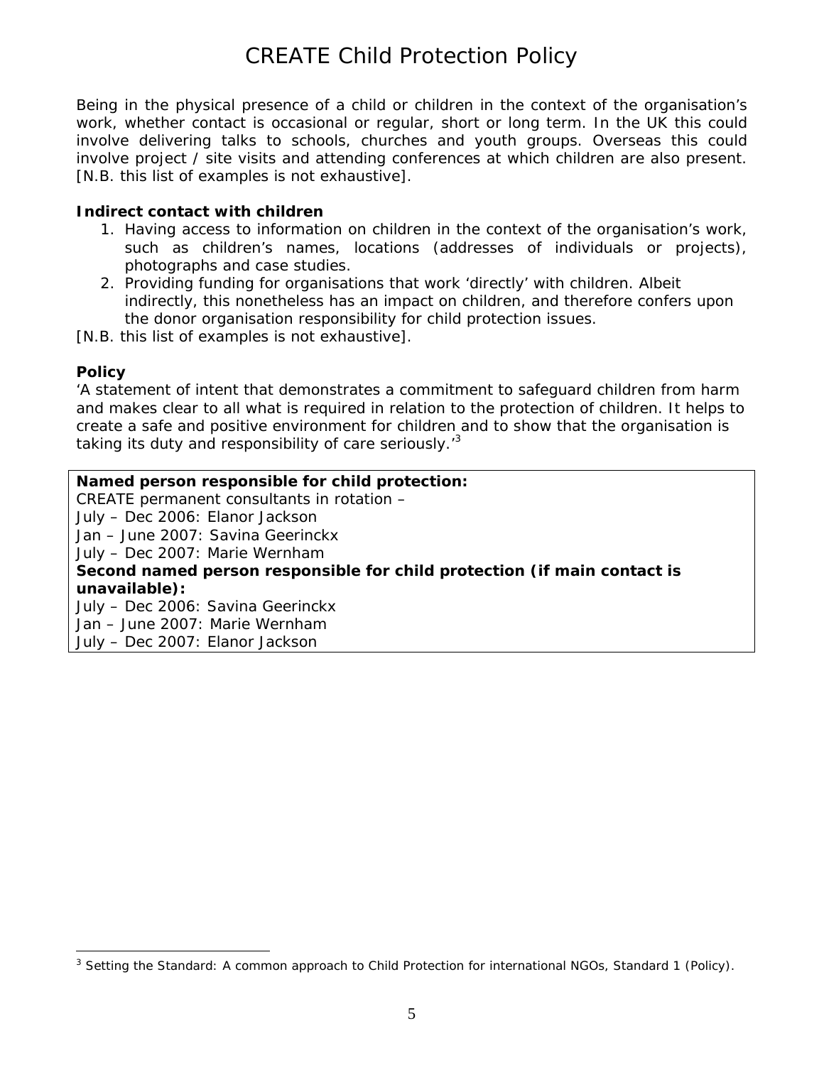Being in the physical presence of a child or children in the context of the organisation's work, whether contact is occasional or regular, short or long term. In the UK this could involve delivering talks to schools, churches and youth groups. Overseas this could involve project / site visits and attending conferences at which children are also present. [N.B. this list of examples is not exhaustive].

**Indirect contact with children**

1. Having access to information on children in the context of the organisation's work, such as children's names, locations (addresses of individuals or projects), photographs and case studies.
2. Providing funding for organisations that work 'directly' with children. Albeit indirectly, this nonetheless has an impact on children, and therefore confers upon the donor organisation responsibility for child protection issues.

[N.B. this list of examples is not exhaustive].

**Policy**

'A statement of intent that demonstrates a commitment to safeguard children from harm and makes clear to all what is required in relation to the protection of children. It helps to create a safe and positive environment for children and to show that the organisation is taking its duty and responsibility of care seriously.'[3]

**Named person responsible for child protection:**
CREATE permanent consultants in rotation –
July – Dec 2006: Elanor Jackson
Jan – June 2007: Savina Geerinckx
July – Dec 2007: Marie Wernham
**Second named person responsible for child protection (if main contact is unavailable):**
July – Dec 2006: Savina Geerinckx
Jan – June 2007: Marie Wernham
July – Dec 2007: Elanor Jackson

[3] Setting the Standard: A common approach to Child Protection for international NGOs, Standard 1 (Policy).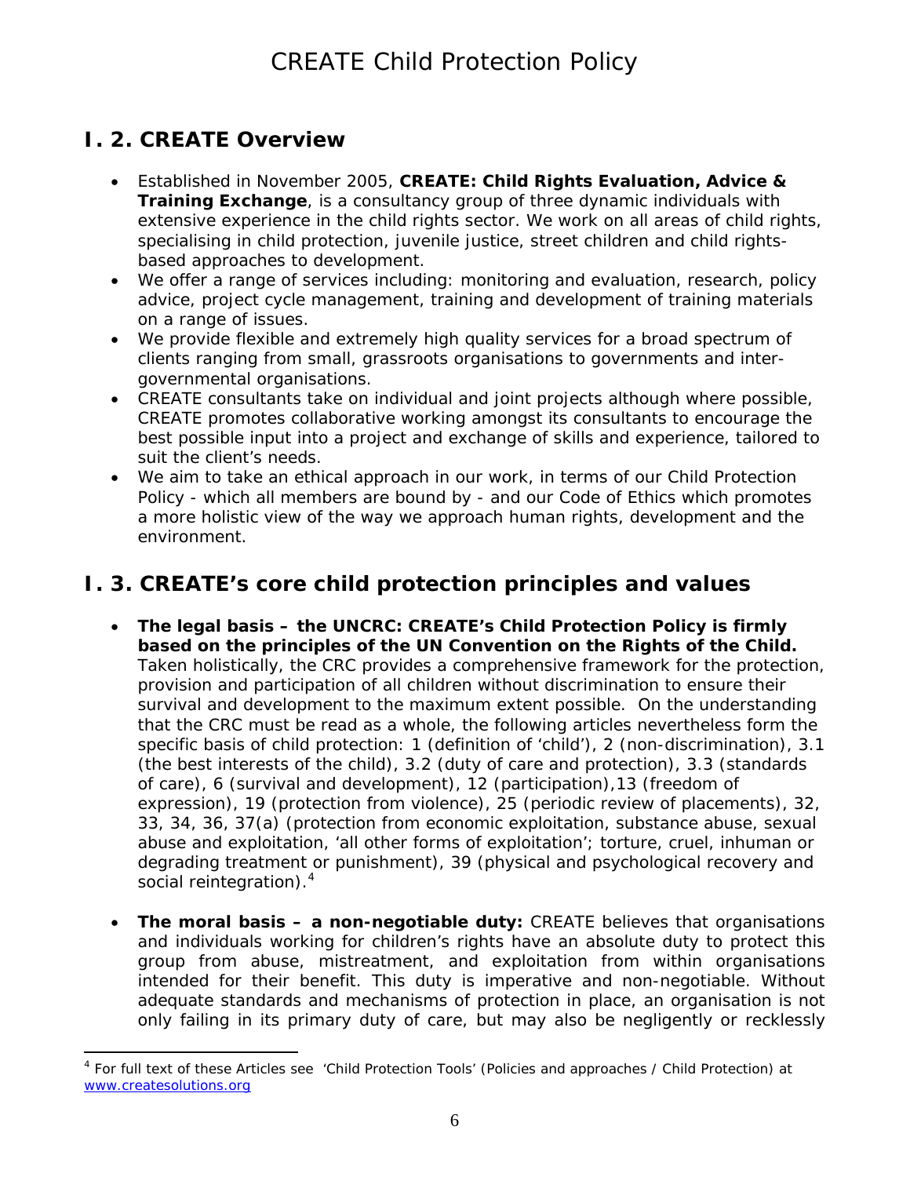## I. 2. CREATE Overview

- Established in November 2005, **CREATE: Child Rights Evaluation, Advice & Training Exchange**, is a consultancy group of three dynamic individuals with extensive experience in the child rights sector. We work on all areas of child rights, specialising in child protection, juvenile justice, street children and child rights-based approaches to development.
- We offer a range of services including: monitoring and evaluation, research, policy advice, project cycle management, training and development of training materials on a range of issues.
- We provide flexible and extremely high quality services for a broad spectrum of clients ranging from small, grassroots organisations to governments and inter-governmental organisations.
- CREATE consultants take on individual and joint projects although where possible, CREATE promotes collaborative working amongst its consultants to encourage the best possible input into a project and exchange of skills and experience, tailored to suit the client's needs.
- We aim to take an ethical approach in our work, in terms of our Child Protection Policy - which all members are bound by - and our Code of Ethics which promotes a more holistic view of the way we approach human rights, development and the environment.

## I. 3. CREATE's core child protection principles and values

- **The legal basis – the UNCRC: CREATE's Child Protection Policy is firmly based on the principles of the UN Convention on the Rights of the Child.** Taken holistically, the CRC provides a comprehensive framework for the protection, provision and participation of all children without discrimination to ensure their survival and development to the maximum extent possible. On the understanding that the CRC must be read as a whole, the following articles nevertheless form the specific basis of child protection: 1 (definition of 'child'), 2 (non-discrimination), 3.1 (the best interests of the child), 3.2 (duty of care and protection), 3.3 (standards of care), 6 (survival and development), 12 (participation),13 (freedom of expression), 19 (protection from violence), 25 (periodic review of placements), 32, 33, 34, 36, 37(a) (protection from economic exploitation, substance abuse, sexual abuse and exploitation, 'all other forms of exploitation'; torture, cruel, inhuman or degrading treatment or punishment), 39 (physical and psychological recovery and social reintegration).[4]

- **The moral basis – a non-negotiable duty:** CREATE believes that organisations and individuals working for children's rights have an absolute duty to protect this group from abuse, mistreatment, and exploitation from within organisations intended for their benefit. This duty is imperative and non-negotiable. Without adequate standards and mechanisms of protection in place, an organisation is not only failing in its primary duty of care, but may also be negligently or recklessly

[4] For full text of these Articles see 'Child Protection Tools' (Policies and approaches / Child Protection) at www.createsolutions.org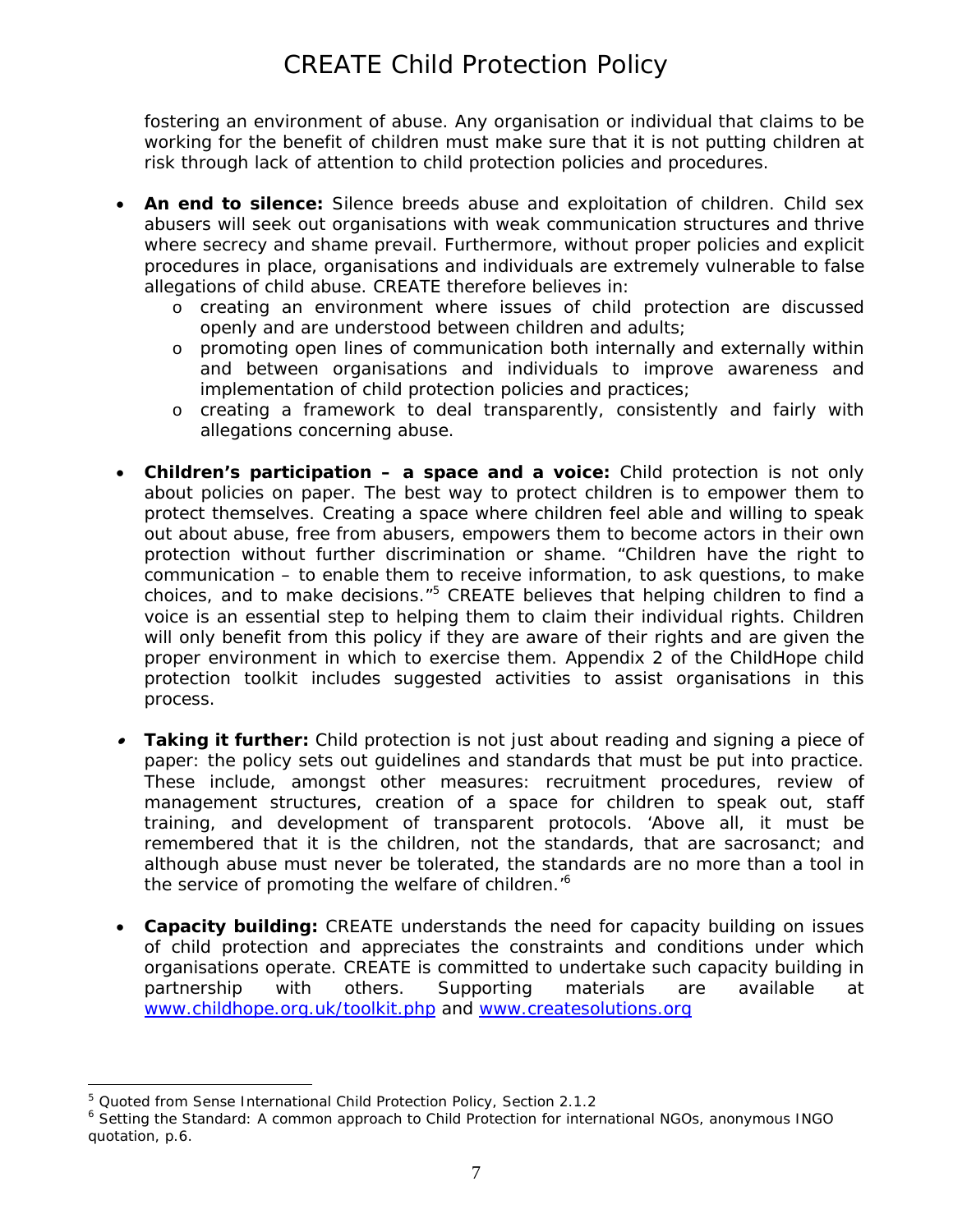fostering an environment of abuse. Any organisation or individual that claims to be working for the benefit of children must make sure that it is not putting children at risk through lack of attention to child protection policies and procedures.

- **An end to silence:** Silence breeds abuse and exploitation of children. Child sex abusers will seek out organisations with weak communication structures and thrive where secrecy and shame prevail. Furthermore, without proper policies and explicit procedures in place, organisations and individuals are extremely vulnerable to false allegations of child abuse. CREATE therefore believes in:
  - creating an environment where issues of child protection are discussed openly and are understood between children and adults;
  - promoting open lines of communication both internally and externally within and between organisations and individuals to improve awareness and implementation of child protection policies and practices;
  - creating a framework to deal transparently, consistently and fairly with allegations concerning abuse.

- **Children's participation – a space and a voice:** Child protection is not only about policies on paper. The best way to protect children is to empower them to protect themselves. Creating a space where children feel able and willing to speak out about abuse, free from abusers, empowers them to become actors in their own protection without further discrimination or shame. "Children have the right to communication – to enable them to receive information, to ask questions, to make choices, and to make decisions."[5] CREATE believes that helping children to find a voice is an essential step to helping them to claim their individual rights. Children will only benefit from this policy if they are aware of their rights and are given the proper environment in which to exercise them. Appendix 2 of the ChildHope child protection toolkit includes suggested activities to assist organisations in this process.

- **Taking it further:** Child protection is not just about reading and signing a piece of paper: the policy sets out guidelines and standards that must be put into practice. These include, amongst other measures: recruitment procedures, review of management structures, creation of a space for children to speak out, staff training, and development of transparent protocols. 'Above all, it must be remembered that it is the children, not the standards, that are sacrosanct; and although abuse must never be tolerated, the standards are no more than a tool in the service of promoting the welfare of children.'[6]

- **Capacity building:** CREATE understands the need for capacity building on issues of child protection and appreciates the constraints and conditions under which organisations operate. CREATE is committed to undertake such capacity building in partnership with others. Supporting materials are available at www.childhope.org.uk/toolkit.php and www.createsolutions.org

---

[5] Quoted from Sense International Child Protection Policy, Section 2.1.2

[6] Setting the Standard: A common approach to Child Protection for international NGOs, anonymous INGO quotation, p.6.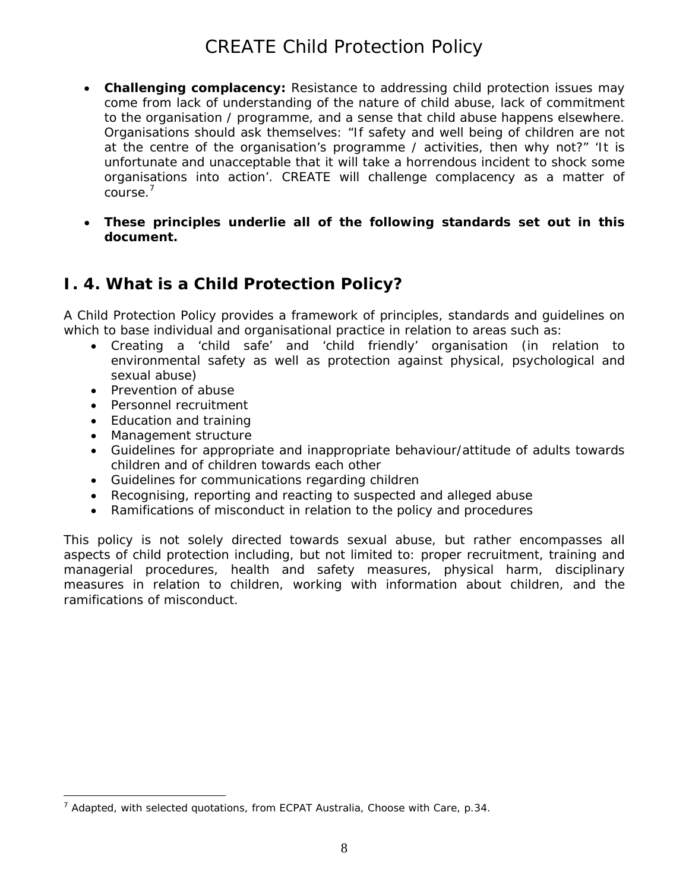- **Challenging complacency:** Resistance to addressing child protection issues may come from lack of understanding of the nature of child abuse, lack of commitment to the organisation / programme, and a sense that child abuse happens elsewhere. Organisations should ask themselves: "If safety and well being of children are not at the centre of the organisation's programme / activities, then why not?" 'It is unfortunate and unacceptable that it will take a horrendous incident to shock some organisations into action'. CREATE will challenge complacency as a matter of course.[7]

- **These principles underlie all of the following standards set out in this document.**

## I. 4. What is a Child Protection Policy?

A Child Protection Policy provides a framework of principles, standards and guidelines on which to base individual and organisational practice in relation to areas such as:

- Creating a 'child safe' and 'child friendly' organisation (in relation to environmental safety as well as protection against physical, psychological and sexual abuse)
- Prevention of abuse
- Personnel recruitment
- Education and training
- Management structure
- Guidelines for appropriate and inappropriate behaviour/attitude of adults towards children and of children towards each other
- Guidelines for communications regarding children
- Recognising, reporting and reacting to suspected and alleged abuse
- Ramifications of misconduct in relation to the policy and procedures

This policy is not solely directed towards sexual abuse, but rather encompasses all aspects of child protection including, but not limited to: proper recruitment, training and managerial procedures, health and safety measures, physical harm, disciplinary measures in relation to children, working with information about children, and the ramifications of misconduct.

---

[7] Adapted, with selected quotations, from ECPAT Australia, Choose with Care, p.34.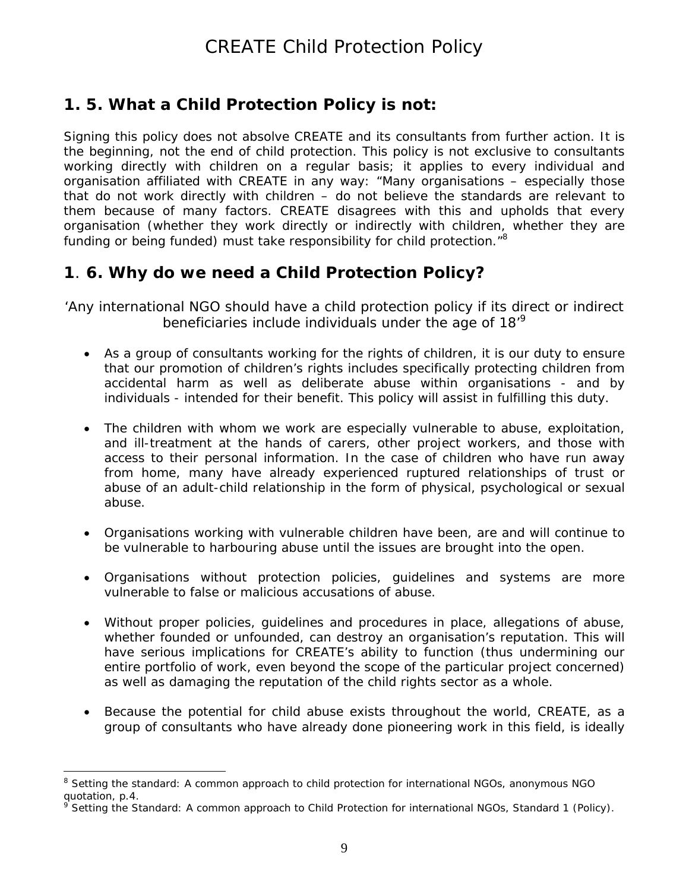## 1. 5. What a Child Protection Policy is not:

Signing this policy does not absolve CREATE and its consultants from further action. It is the beginning, not the end of child protection. This policy is not exclusive to consultants working directly with children on a regular basis; it applies to every individual and organisation affiliated with CREATE in any way: "Many organisations – especially those that do not work directly with children – do not believe the standards are relevant to them because of many factors. CREATE disagrees with this and upholds that every organisation (whether they work directly or indirectly with children, whether they are funding or being funded) must take responsibility for child protection."[8]

## 1. 6. Why do we need a Child Protection Policy?

'Any international NGO should have a child protection policy if its direct or indirect beneficiaries include individuals under the age of 18'[9]

- As a group of consultants working for the rights of children, it is our duty to ensure that our promotion of children's rights includes specifically protecting children from accidental harm as well as deliberate abuse within organisations - and by individuals - intended for their benefit. This policy will assist in fulfilling this duty.

- The children with whom we work are especially vulnerable to abuse, exploitation, and ill-treatment at the hands of carers, other project workers, and those with access to their personal information. In the case of children who have run away from home, many have already experienced ruptured relationships of trust or abuse of an adult-child relationship in the form of physical, psychological or sexual abuse.

- Organisations working with vulnerable children have been, are and will continue to be vulnerable to harbouring abuse until the issues are brought into the open.

- Organisations without protection policies, guidelines and systems are more vulnerable to false or malicious accusations of abuse.

- Without proper policies, guidelines and procedures in place, allegations of abuse, whether founded or unfounded, can destroy an organisation's reputation. This will have serious implications for CREATE's ability to function (thus undermining our entire portfolio of work, even beyond the scope of the particular project concerned) as well as damaging the reputation of the child rights sector as a whole.

- Because the potential for child abuse exists throughout the world, CREATE, as a group of consultants who have already done pioneering work in this field, is ideally

---

[8] Setting the standard: A common approach to child protection for international NGOs, anonymous NGO quotation, p.4.

[9] Setting the Standard: A common approach to Child Protection for international NGOs, Standard 1 (Policy).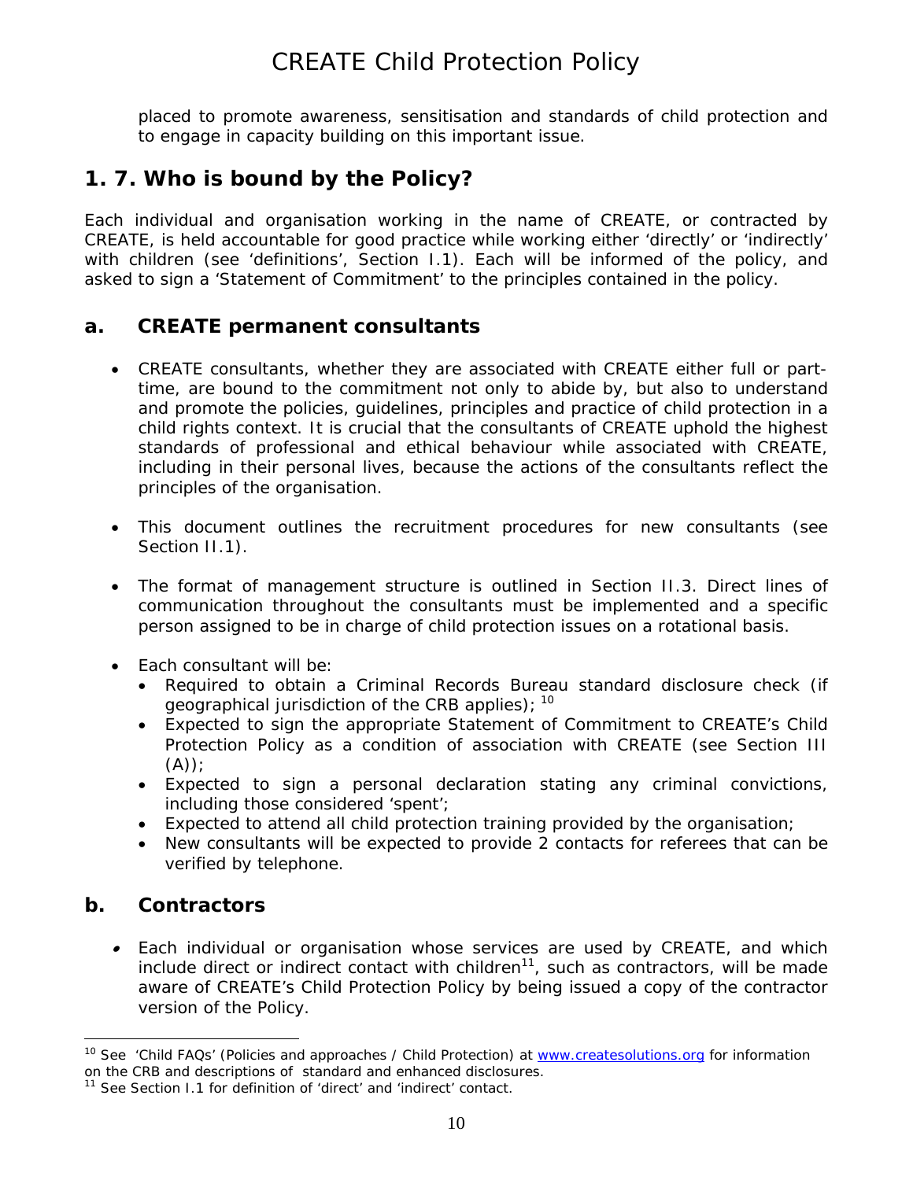placed to promote awareness, sensitisation and standards of child protection and to engage in capacity building on this important issue.

## 1. 7. Who is bound by the Policy?

Each individual and organisation working in the name of CREATE, or contracted by CREATE, is held accountable for good practice while working either 'directly' or 'indirectly' with children (see 'definitions', Section I.1). Each will be informed of the policy, and asked to sign a 'Statement of Commitment' to the principles contained in the policy.

### a. CREATE permanent consultants

- CREATE consultants, whether they are associated with CREATE either full or part-time, are bound to the commitment not only to abide by, but also to understand and promote the policies, guidelines, principles and practice of child protection in a child rights context. It is crucial that the consultants of CREATE uphold the highest standards of professional and ethical behaviour while associated with CREATE, including in their personal lives, because the actions of the consultants reflect the principles of the organisation.

- This document outlines the recruitment procedures for new consultants (see Section II.1).

- The format of management structure is outlined in Section II.3. Direct lines of communication throughout the consultants must be implemented and a specific person assigned to be in charge of child protection issues on a rotational basis.

- Each consultant will be:
  - Required to obtain a Criminal Records Bureau standard disclosure check (if geographical jurisdiction of the CRB applies); [10]
  - Expected to sign the appropriate Statement of Commitment to CREATE's Child Protection Policy as a condition of association with CREATE (see Section III (A));
  - Expected to sign a personal declaration stating any criminal convictions, including those considered 'spent';
  - Expected to attend all child protection training provided by the organisation;
  - New consultants will be expected to provide 2 contacts for referees that can be verified by telephone.

### b. Contractors

- Each individual or organisation whose services are used by CREATE, and which include direct or indirect contact with children[11], such as contractors, will be made aware of CREATE's Child Protection Policy by being issued a copy of the contractor version of the Policy.

---

[10] See 'Child FAQs' (Policies and approaches / Child Protection) at www.createsolutions.org for information on the CRB and descriptions of standard and enhanced disclosures.

[11] See Section I.1 for definition of 'direct' and 'indirect' contact.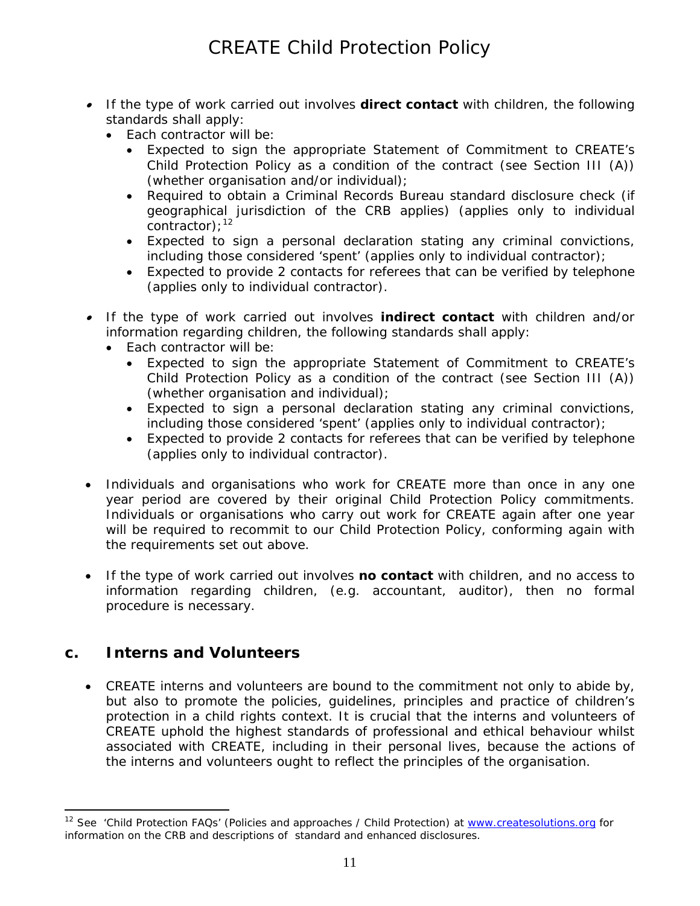- If the type of work carried out involves **direct contact** with children, the following standards shall apply:
  - Each contractor will be:
    - Expected to sign the appropriate Statement of Commitment to CREATE's Child Protection Policy as a condition of the contract (see Section III (A)) (whether organisation and/or individual);
    - Required to obtain a Criminal Records Bureau standard disclosure check (if geographical jurisdiction of the CRB applies) (applies only to individual contractor);[12]
    - Expected to sign a personal declaration stating any criminal convictions, including those considered 'spent' (applies only to individual contractor);
    - Expected to provide 2 contacts for referees that can be verified by telephone (applies only to individual contractor).

- If the type of work carried out involves **indirect contact** with children and/or information regarding children, the following standards shall apply:
  - Each contractor will be:
    - Expected to sign the appropriate Statement of Commitment to CREATE's Child Protection Policy as a condition of the contract (see Section III (A)) (whether organisation and individual);
    - Expected to sign a personal declaration stating any criminal convictions, including those considered 'spent' (applies only to individual contractor);
    - Expected to provide 2 contacts for referees that can be verified by telephone (applies only to individual contractor).

- Individuals and organisations who work for CREATE more than once in any one year period are covered by their original Child Protection Policy commitments. Individuals or organisations who carry out work for CREATE again after one year will be required to recommit to our Child Protection Policy, conforming again with the requirements set out above.

- If the type of work carried out involves **no contact** with children, and no access to information regarding children, (e.g. accountant, auditor), then no formal procedure is necessary.

## c. Interns and Volunteers

- CREATE interns and volunteers are bound to the commitment not only to abide by, but also to promote the policies, guidelines, principles and practice of children's protection in a child rights context. It is crucial that the interns and volunteers of CREATE uphold the highest standards of professional and ethical behaviour whilst associated with CREATE, including in their personal lives, because the actions of the interns and volunteers ought to reflect the principles of the organisation.

---

[12] See 'Child Protection FAQs' (Policies and approaches / Child Protection) at www.createsolutions.org for information on the CRB and descriptions of standard and enhanced disclosures.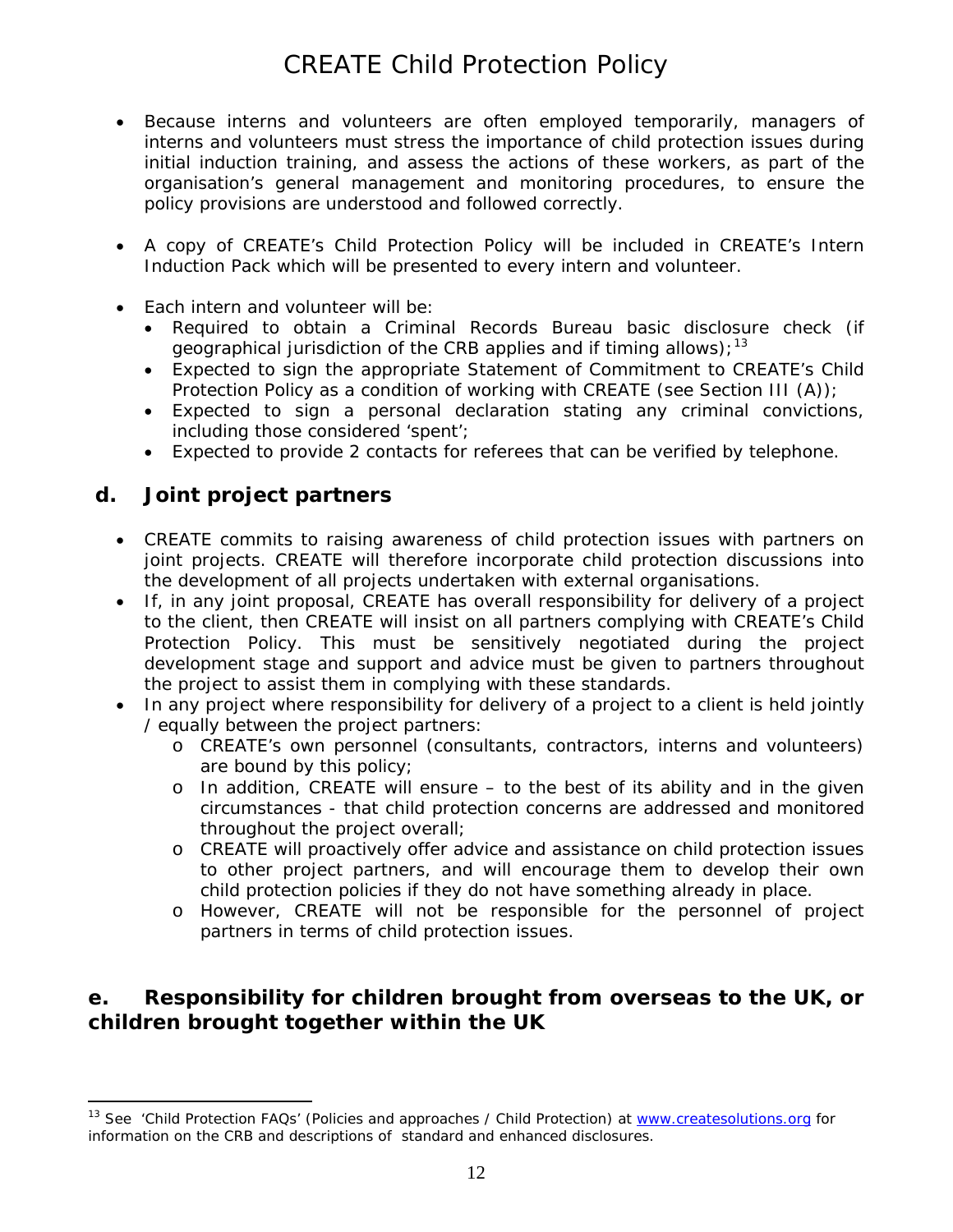- Because interns and volunteers are often employed temporarily, managers of interns and volunteers must stress the importance of child protection issues during initial induction training, and assess the actions of these workers, as part of the organisation's general management and monitoring procedures, to ensure the policy provisions are understood and followed correctly.

- A copy of CREATE's Child Protection Policy will be included in CREATE's Intern Induction Pack which will be presented to every intern and volunteer.

- Each intern and volunteer will be:
  - Required to obtain a Criminal Records Bureau basic disclosure check (if geographical jurisdiction of the CRB applies and if timing allows);[13]
  - Expected to sign the appropriate Statement of Commitment to CREATE's Child Protection Policy as a condition of working with CREATE (see Section III (A));
  - Expected to sign a personal declaration stating any criminal convictions, including those considered 'spent';
  - Expected to provide 2 contacts for referees that can be verified by telephone.

## d. Joint project partners

- CREATE commits to raising awareness of child protection issues with partners on joint projects. CREATE will therefore incorporate child protection discussions into the development of all projects undertaken with external organisations.
- If, in any joint proposal, CREATE has overall responsibility for delivery of a project to the client, then CREATE will insist on all partners complying with CREATE's Child Protection Policy. This must be sensitively negotiated during the project development stage and support and advice must be given to partners throughout the project to assist them in complying with these standards.
- In any project where responsibility for delivery of a project to a client is held jointly / equally between the project partners:
  - CREATE's own personnel (consultants, contractors, interns and volunteers) are bound by this policy;
  - In addition, CREATE will ensure – to the best of its ability and in the given circumstances - that child protection concerns are addressed and monitored throughout the project overall;
  - CREATE will proactively offer advice and assistance on child protection issues to other project partners, and will encourage them to develop their own child protection policies if they do not have something already in place.
  - However, CREATE will not be responsible for the personnel of project partners in terms of child protection issues.

## e. Responsibility for children brought from overseas to the UK, or children brought together within the UK

---

[13] See 'Child Protection FAQs' (Policies and approaches / Child Protection) at www.createsolutions.org for information on the CRB and descriptions of standard and enhanced disclosures.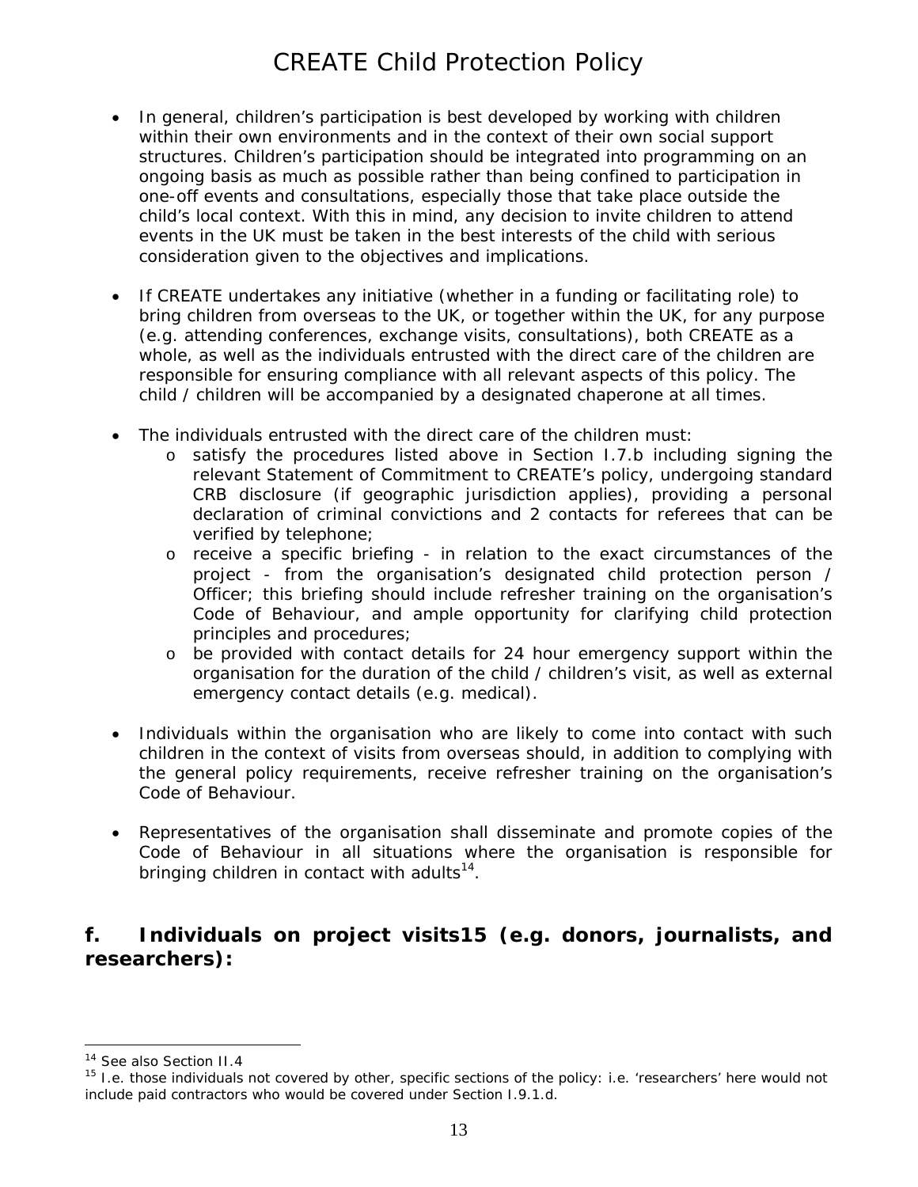- In general, children's participation is best developed by working with children within their own environments and in the context of their own social support structures. Children's participation should be integrated into programming on an ongoing basis as much as possible rather than being confined to participation in one-off events and consultations, especially those that take place outside the child's local context. With this in mind, any decision to invite children to attend events in the UK must be taken in the best interests of the child with serious consideration given to the objectives and implications.

- If CREATE undertakes any initiative (whether in a funding or facilitating role) to bring children from overseas to the UK, or together within the UK, for any purpose (e.g. attending conferences, exchange visits, consultations), both CREATE as a whole, as well as the individuals entrusted with the direct care of the children are responsible for ensuring compliance with all relevant aspects of this policy. The child / children will be accompanied by a designated chaperone at all times.

- The individuals entrusted with the direct care of the children must:
  - satisfy the procedures listed above in Section I.7.b including signing the relevant Statement of Commitment to CREATE's policy, undergoing standard CRB disclosure (if geographic jurisdiction applies), providing a personal declaration of criminal convictions and 2 contacts for referees that can be verified by telephone;
  - receive a specific briefing - in relation to the exact circumstances of the project - from the organisation's designated child protection person / Officer; this briefing should include refresher training on the organisation's Code of Behaviour, and ample opportunity for clarifying child protection principles and procedures;
  - be provided with contact details for 24 hour emergency support within the organisation for the duration of the child / children's visit, as well as external emergency contact details (e.g. medical).

- Individuals within the organisation who are likely to come into contact with such children in the context of visits from overseas should, in addition to complying with the general policy requirements, receive refresher training on the organisation's Code of Behaviour.

- Representatives of the organisation shall disseminate and promote copies of the Code of Behaviour in all situations where the organisation is responsible for bringing children in contact with adults[14].

## f. Individuals on project visits15 (e.g. donors, journalists, and researchers):

---

[14] See also Section II.4

[15] I.e. those individuals not covered by other, specific sections of the policy: i.e. 'researchers' here would not include paid contractors who would be covered under Section I.9.1.d.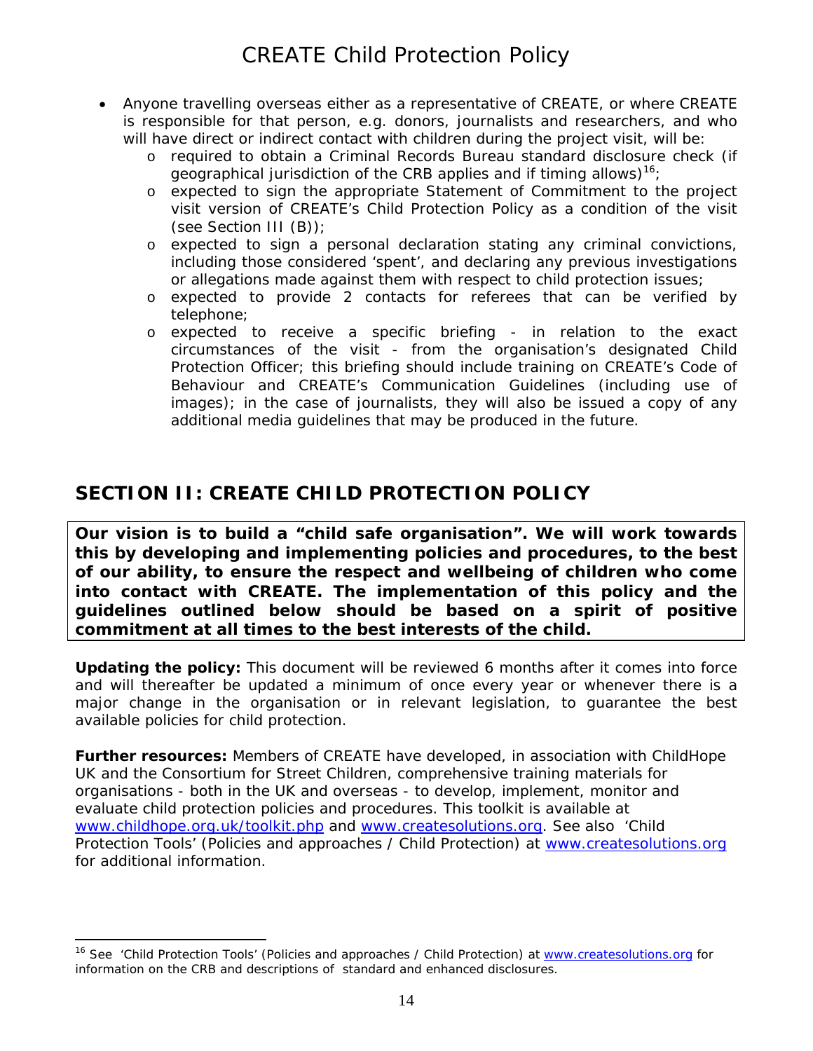- Anyone travelling overseas either as a representative of CREATE, or where CREATE is responsible for that person, e.g. donors, journalists and researchers, and who will have direct or indirect contact with children during the project visit, will be:
  - required to obtain a Criminal Records Bureau standard disclosure check (if geographical jurisdiction of the CRB applies and if timing allows)[16];
  - expected to sign the appropriate Statement of Commitment to the project visit version of CREATE's Child Protection Policy as a condition of the visit (see Section III (B));
  - expected to sign a personal declaration stating any criminal convictions, including those considered 'spent', and declaring any previous investigations or allegations made against them with respect to child protection issues;
  - expected to provide 2 contacts for referees that can be verified by telephone;
  - expected to receive a specific briefing - in relation to the exact circumstances of the visit - from the organisation's designated Child Protection Officer; this briefing should include training on CREATE's Code of Behaviour and CREATE's Communication Guidelines (including use of images); in the case of journalists, they will also be issued a copy of any additional media guidelines that may be produced in the future.

## SECTION II: CREATE CHILD PROTECTION POLICY

**Our vision is to build a "child safe organisation". We will work towards this by developing and implementing policies and procedures, to the best of our ability, to ensure the respect and wellbeing of children who come into contact with CREATE. The implementation of this policy and the guidelines outlined below should be based on a spirit of positive commitment at all times to the best interests of the child.**

**Updating the policy:** This document will be reviewed 6 months after it comes into force and will thereafter be updated a minimum of once every year or whenever there is a major change in the organisation or in relevant legislation, to guarantee the best available policies for child protection.

**Further resources:** Members of CREATE have developed, in association with ChildHope UK and the Consortium for Street Children, comprehensive training materials for organisations - both in the UK and overseas - to develop, implement, monitor and evaluate child protection policies and procedures. This toolkit is available at www.childhope.org.uk/toolkit.php and www.createsolutions.org. See also 'Child Protection Tools' (Policies and approaches / Child Protection) at www.createsolutions.org for additional information.

[16] See 'Child Protection Tools' (Policies and approaches / Child Protection) at www.createsolutions.org for information on the CRB and descriptions of standard and enhanced disclosures.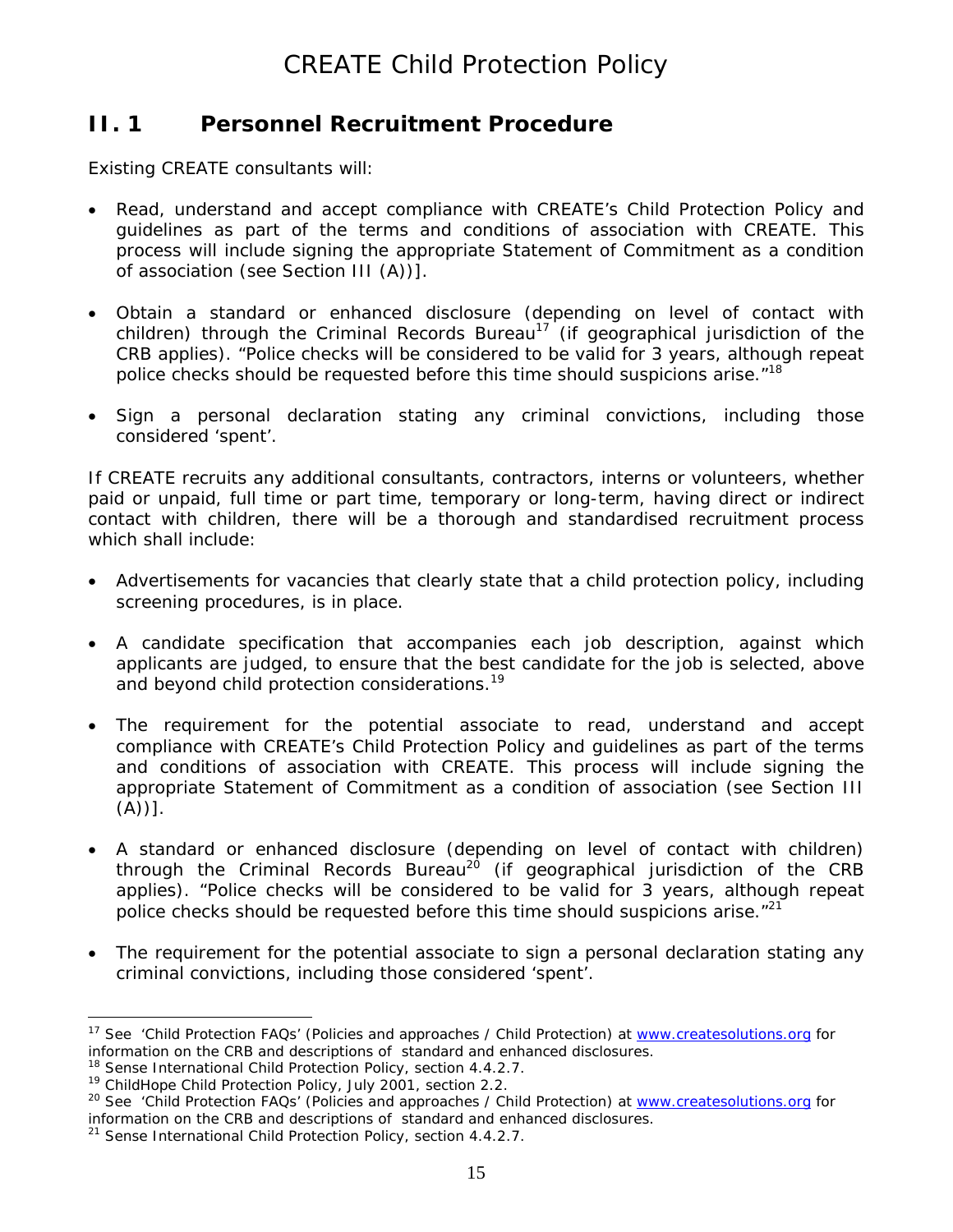## II. 1 Personnel Recruitment Procedure

Existing CREATE consultants will:

- Read, understand and accept compliance with CREATE's Child Protection Policy and guidelines as part of the terms and conditions of association with CREATE. This process will include signing the appropriate Statement of Commitment as a condition of association (see Section III (A))].
- Obtain a standard or enhanced disclosure (depending on level of contact with children) through the Criminal Records Bureau[17] (if geographical jurisdiction of the CRB applies). "Police checks will be considered to be valid for 3 years, although repeat police checks should be requested before this time should suspicions arise."[18]
- Sign a personal declaration stating any criminal convictions, including those considered 'spent'.

If CREATE recruits any additional consultants, contractors, interns or volunteers, whether paid or unpaid, full time or part time, temporary or long-term, having direct or indirect contact with children, there will be a thorough and standardised recruitment process which shall include:

- Advertisements for vacancies that clearly state that a child protection policy, including screening procedures, is in place.
- A candidate specification that accompanies each job description, against which applicants are judged, to ensure that the best candidate for the job is selected, above and beyond child protection considerations.[19]
- The requirement for the potential associate to read, understand and accept compliance with CREATE's Child Protection Policy and guidelines as part of the terms and conditions of association with CREATE. This process will include signing the appropriate Statement of Commitment as a condition of association (see Section III (A))].
- A standard or enhanced disclosure (depending on level of contact with children) through the Criminal Records Bureau[20] (if geographical jurisdiction of the CRB applies). "Police checks will be considered to be valid for 3 years, although repeat police checks should be requested before this time should suspicions arise."[21]
- The requirement for the potential associate to sign a personal declaration stating any criminal convictions, including those considered 'spent'.

---

[17] See 'Child Protection FAQs' (Policies and approaches / Child Protection) at www.createsolutions.org for information on the CRB and descriptions of standard and enhanced disclosures.

[18] Sense International Child Protection Policy, section 4.4.2.7.

[19] ChildHope Child Protection Policy, July 2001, section 2.2.

[20] See 'Child Protection FAQs' (Policies and approaches / Child Protection) at www.createsolutions.org for information on the CRB and descriptions of standard and enhanced disclosures.

[21] Sense International Child Protection Policy, section 4.4.2.7.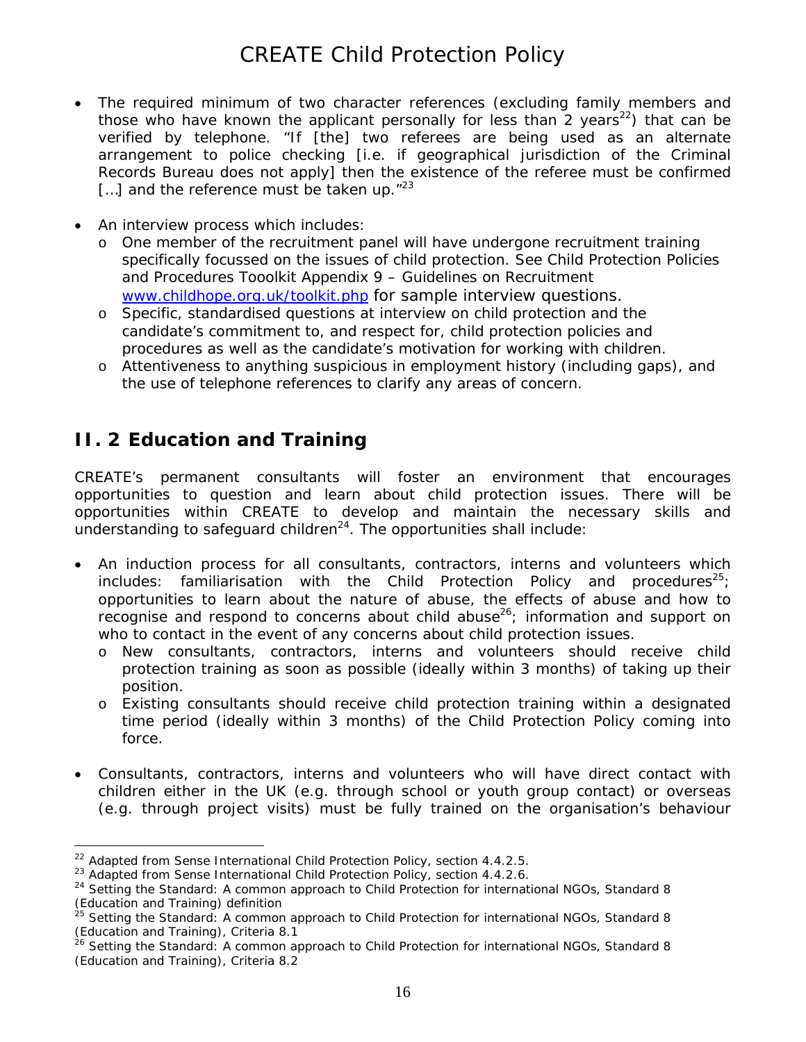- The required minimum of two character references (excluding family members and those who have known the applicant personally for less than 2 years[22]) that can be verified by telephone. "If [the] two referees are being used as an alternate arrangement to police checking [i.e. if geographical jurisdiction of the Criminal Records Bureau does not apply] then the existence of the referee must be confirmed […] and the reference must be taken up."[23]

- An interview process which includes:
  - One member of the recruitment panel will have undergone recruitment training specifically focussed on the issues of child protection. See Child Protection Policies and Procedures Tooolkit Appendix 9 – Guidelines on Recruitment [www.childhope.org.uk/toolkit.php](www.childhope.org.uk/toolkit.php) for sample interview questions.
  - Specific, standardised questions at interview on child protection and the candidate's commitment to, and respect for, child protection policies and procedures as well as the candidate's motivation for working with children.
  - Attentiveness to anything suspicious in employment history (including gaps), and the use of telephone references to clarify any areas of concern.

## II. 2 Education and Training

CREATE's permanent consultants will foster an environment that encourages opportunities to question and learn about child protection issues. There will be opportunities within CREATE to develop and maintain the necessary skills and understanding to safeguard children[24]. The opportunities shall include:

- An induction process for all consultants, contractors, interns and volunteers which includes: familiarisation with the Child Protection Policy and procedures[25]; opportunities to learn about the nature of abuse, the effects of abuse and how to recognise and respond to concerns about child abuse[26]; information and support on who to contact in the event of any concerns about child protection issues.
  - New consultants, contractors, interns and volunteers should receive child protection training as soon as possible (ideally within 3 months) of taking up their position.
  - Existing consultants should receive child protection training within a designated time period (ideally within 3 months) of the Child Protection Policy coming into force.

- Consultants, contractors, interns and volunteers who will have direct contact with children either in the UK (e.g. through school or youth group contact) or overseas (e.g. through project visits) must be fully trained on the organisation's behaviour

---

[22] Adapted from Sense International Child Protection Policy, section 4.4.2.5.

[23] Adapted from Sense International Child Protection Policy, section 4.4.2.6.

[24] Setting the Standard: A common approach to Child Protection for international NGOs, Standard 8 (Education and Training) definition

[25] Setting the Standard: A common approach to Child Protection for international NGOs, Standard 8 (Education and Training), Criteria 8.1

[26] Setting the Standard: A common approach to Child Protection for international NGOs, Standard 8 (Education and Training), Criteria 8.2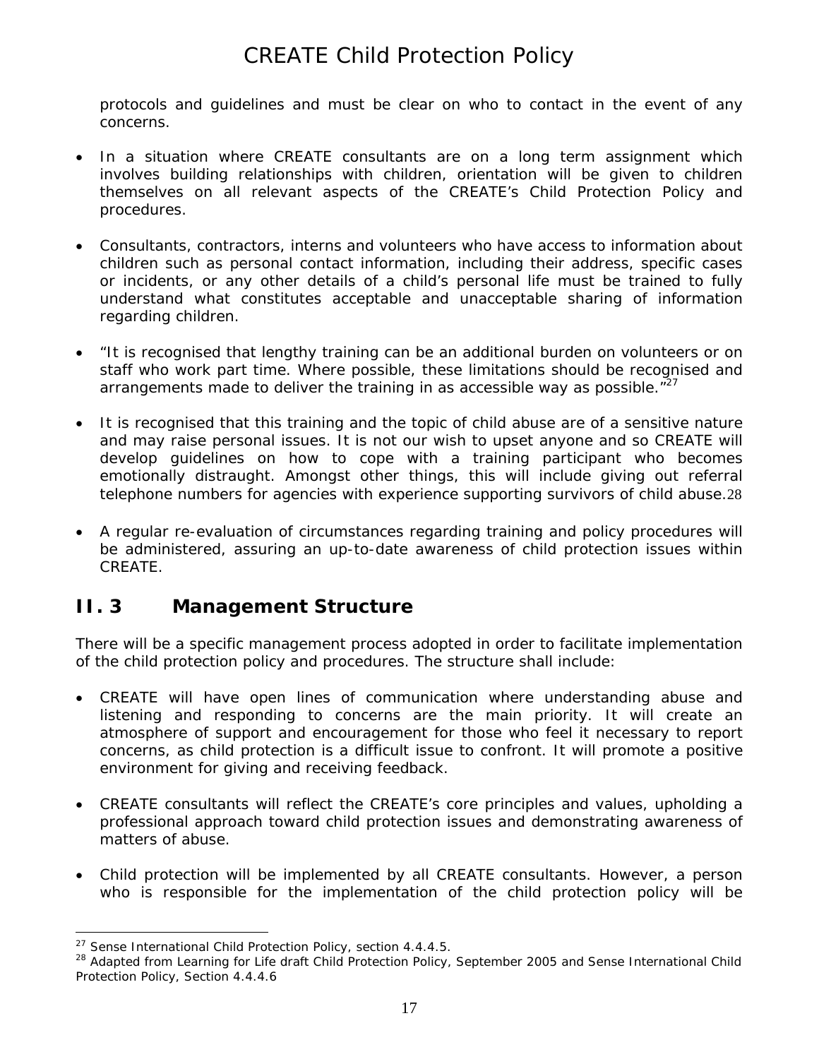protocols and guidelines and must be clear on who to contact in the event of any concerns.

- In a situation where CREATE consultants are on a long term assignment which involves building relationships with children, orientation will be given to children themselves on all relevant aspects of the CREATE's Child Protection Policy and procedures.

- Consultants, contractors, interns and volunteers who have access to information about children such as personal contact information, including their address, specific cases or incidents, or any other details of a child's personal life must be trained to fully understand what constitutes acceptable and unacceptable sharing of information regarding children.

- "It is recognised that lengthy training can be an additional burden on volunteers or on staff who work part time. Where possible, these limitations should be recognised and arrangements made to deliver the training in as accessible way as possible."[27]

- It is recognised that this training and the topic of child abuse are of a sensitive nature and may raise personal issues. It is not our wish to upset anyone and so CREATE will develop guidelines on how to cope with a training participant who becomes emotionally distraught. Amongst other things, this will include giving out referral telephone numbers for agencies with experience supporting survivors of child abuse.[28]

- A regular re-evaluation of circumstances regarding training and policy procedures will be administered, assuring an up-to-date awareness of child protection issues within CREATE.

## II. 3 Management Structure

There will be a specific management process adopted in order to facilitate implementation of the child protection policy and procedures. The structure shall include:

- CREATE will have open lines of communication where understanding abuse and listening and responding to concerns are the main priority. It will create an atmosphere of support and encouragement for those who feel it necessary to report concerns, as child protection is a difficult issue to confront. It will promote a positive environment for giving and receiving feedback.

- CREATE consultants will reflect the CREATE's core principles and values, upholding a professional approach toward child protection issues and demonstrating awareness of matters of abuse.

- Child protection will be implemented by all CREATE consultants. However, a person who is responsible for the implementation of the child protection policy will be

---

[27] Sense International Child Protection Policy, section 4.4.4.5.

[28] Adapted from Learning for Life draft Child Protection Policy, September 2005 and Sense International Child Protection Policy, Section 4.4.4.6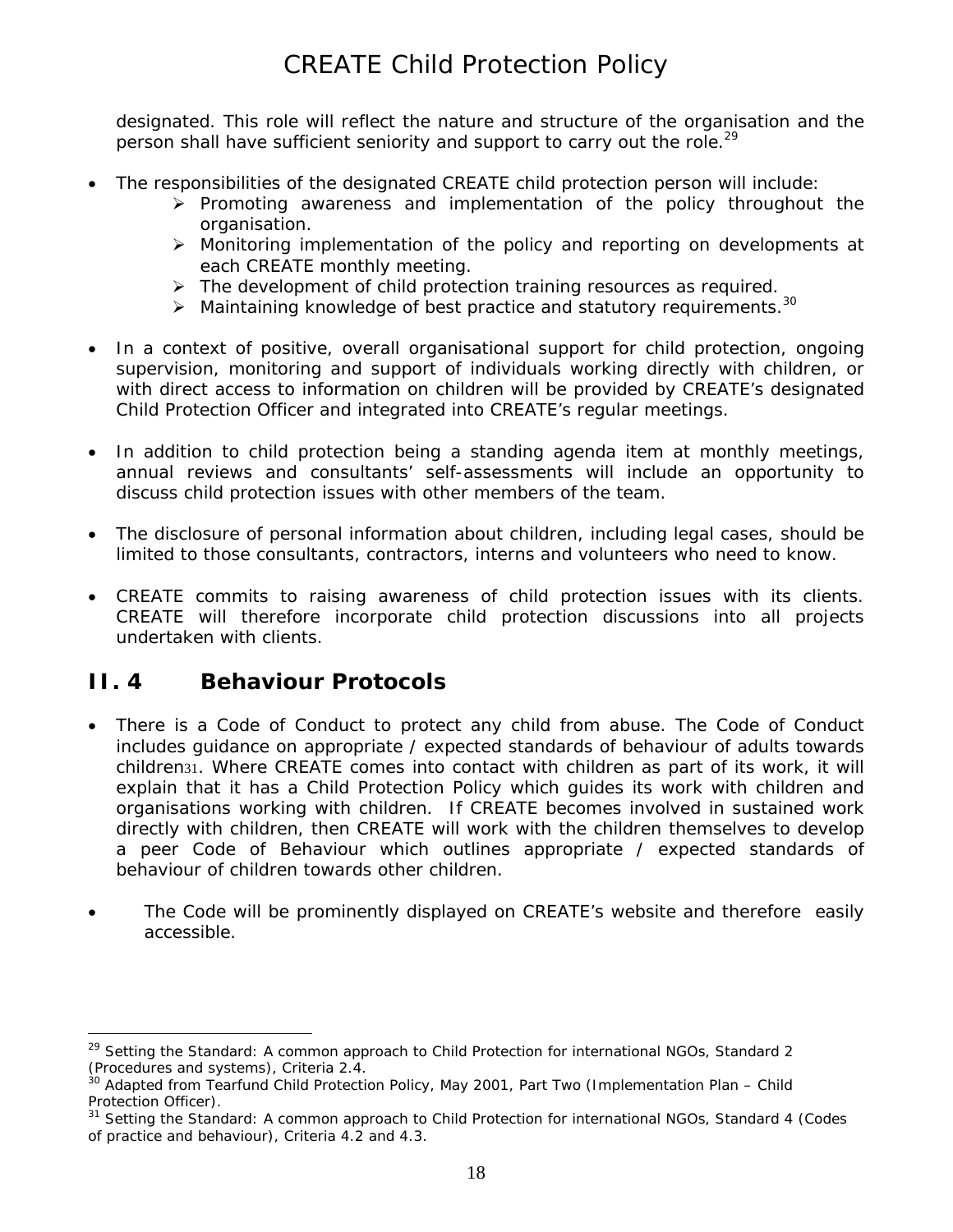designated. This role will reflect the nature and structure of the organisation and the person shall have sufficient seniority and support to carry out the role.[29]

- The responsibilities of the designated CREATE child protection person will include:
  - Promoting awareness and implementation of the policy throughout the organisation.
  - Monitoring implementation of the policy and reporting on developments at each CREATE monthly meeting.
  - The development of child protection training resources as required.
  - Maintaining knowledge of best practice and statutory requirements.[30]

- In a context of positive, overall organisational support for child protection, ongoing supervision, monitoring and support of individuals working directly with children, or with direct access to information on children will be provided by CREATE's designated Child Protection Officer and integrated into CREATE's regular meetings.

- In addition to child protection being a standing agenda item at monthly meetings, annual reviews and consultants' self-assessments will include an opportunity to discuss child protection issues with other members of the team.

- The disclosure of personal information about children, including legal cases, should be limited to those consultants, contractors, interns and volunteers who need to know.

- CREATE commits to raising awareness of child protection issues with its clients. CREATE will therefore incorporate child protection discussions into all projects undertaken with clients.

## II. 4 Behaviour Protocols

- There is a Code of Conduct to protect any child from abuse. The Code of Conduct includes guidance on appropriate / expected standards of behaviour of adults towards children[31]. Where CREATE comes into contact with children as part of its work, it will explain that it has a Child Protection Policy which guides its work with children and organisations working with children. If CREATE becomes involved in sustained work directly with children, then CREATE will work with the children themselves to develop a peer Code of Behaviour which outlines appropriate / expected standards of behaviour of children towards other children.

- The Code will be prominently displayed on CREATE's website and therefore easily accessible.

---

[29] Setting the Standard: A common approach to Child Protection for international NGOs, Standard 2 (Procedures and systems), Criteria 2.4.

[30] Adapted from Tearfund Child Protection Policy, May 2001, Part Two (Implementation Plan – Child Protection Officer).

[31] Setting the Standard: A common approach to Child Protection for international NGOs, Standard 4 (Codes of practice and behaviour), Criteria 4.2 and 4.3.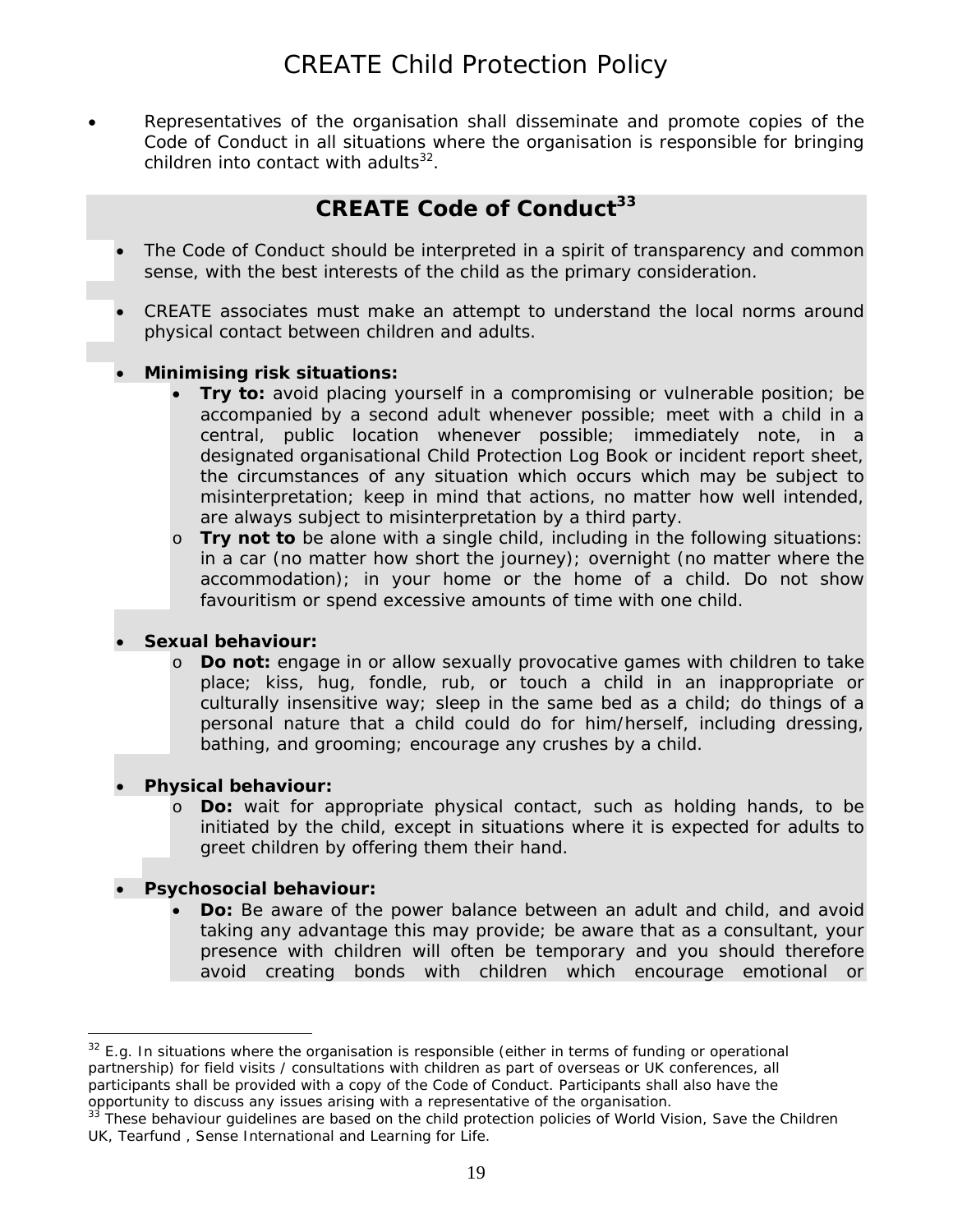- Representatives of the organisation shall disseminate and promote copies of the Code of Conduct in all situations where the organisation is responsible for bringing children into contact with adults[32].

## CREATE Code of Conduct[33]

- The Code of Conduct should be interpreted in a spirit of transparency and common sense, with the best interests of the child as the primary consideration.

- CREATE associates must make an attempt to understand the local norms around physical contact between children and adults.

- **Minimising risk situations:**
    - **Try to:** avoid placing yourself in a compromising or vulnerable position; be accompanied by a second adult whenever possible; meet with a child in a central, public location whenever possible; immediately note, in a designated organisational Child Protection Log Book or incident report sheet, the circumstances of any situation which occurs which may be subject to misinterpretation; keep in mind that actions, no matter how well intended, are always subject to misinterpretation by a third party.
    - **Try not to** be alone with a single child, including in the following situations: in a car (no matter how short the journey); overnight (no matter where the accommodation); in your home or the home of a child. Do not show favouritism or spend excessive amounts of time with one child.

- **Sexual behaviour:**
    - **Do not:** engage in or allow sexually provocative games with children to take place; kiss, hug, fondle, rub, or touch a child in an inappropriate or culturally insensitive way; sleep in the same bed as a child; do things of a personal nature that a child could do for him/herself, including dressing, bathing, and grooming; encourage any crushes by a child.

- **Physical behaviour:**
    - **Do:** wait for appropriate physical contact, such as holding hands, to be initiated by the child, except in situations where it is expected for adults to greet children by offering them their hand.

- **Psychosocial behaviour:**
    - **Do:** Be aware of the power balance between an adult and child, and avoid taking any advantage this may provide; be aware that as a consultant, your presence with children will often be temporary and you should therefore avoid creating bonds with children which encourage emotional or

---

[32] E.g. In situations where the organisation is responsible (either in terms of funding or operational partnership) for field visits / consultations with children as part of overseas or UK conferences, all participants shall be provided with a copy of the Code of Conduct. Participants shall also have the opportunity to discuss any issues arising with a representative of the organisation.

[33] These behaviour guidelines are based on the child protection policies of World Vision, Save the Children UK, Tearfund , Sense International and Learning for Life.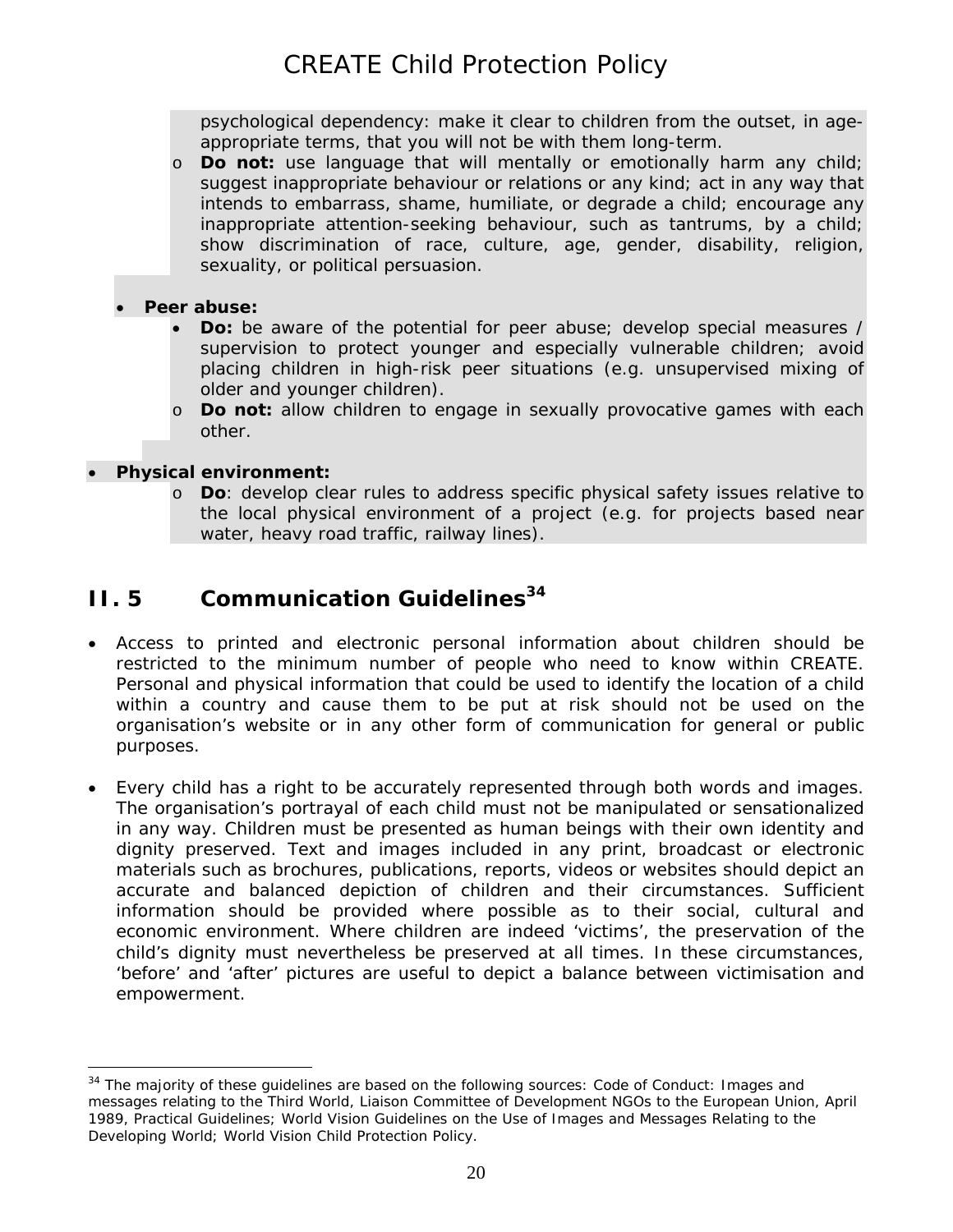psychological dependency: make it clear to children from the outset, in age-appropriate terms, that you will not be with them long-term.
    - **Do not:** use language that will mentally or emotionally harm any child; suggest inappropriate behaviour or relations or any kind; act in any way that intends to embarrass, shame, humiliate, or degrade a child; encourage any inappropriate attention-seeking behaviour, such as tantrums, by a child; show discrimination of race, culture, age, gender, disability, religion, sexuality, or political persuasion.

- **Peer abuse:**
    - **Do:** be aware of the potential for peer abuse; develop special measures / supervision to protect younger and especially vulnerable children; avoid placing children in high-risk peer situations (e.g. unsupervised mixing of older and younger children).
    - **Do not:** allow children to engage in sexually provocative games with each other.

- **Physical environment:**
    - **Do**: develop clear rules to address specific physical safety issues relative to the local physical environment of a project (e.g. for projects based near water, heavy road traffic, railway lines).

## II. 5 Communication Guidelines[34]

- Access to printed and electronic personal information about children should be restricted to the minimum number of people who need to know within CREATE. Personal and physical information that could be used to identify the location of a child within a country and cause them to be put at risk should not be used on the organisation's website or in any other form of communication for general or public purposes.

- Every child has a right to be accurately represented through both words and images. The organisation's portrayal of each child must not be manipulated or sensationalized in any way. Children must be presented as human beings with their own identity and dignity preserved. Text and images included in any print, broadcast or electronic materials such as brochures, publications, reports, videos or websites should depict an accurate and balanced depiction of children and their circumstances. Sufficient information should be provided where possible as to their social, cultural and economic environment. Where children are indeed 'victims', the preservation of the child's dignity must nevertheless be preserved at all times. In these circumstances, 'before' and 'after' pictures are useful to depict a balance between victimisation and empowerment.

---

[34] The majority of these guidelines are based on the following sources: Code of Conduct: Images and messages relating to the Third World, Liaison Committee of Development NGOs to the European Union, April 1989, Practical Guidelines; World Vision Guidelines on the Use of Images and Messages Relating to the Developing World; World Vision Child Protection Policy.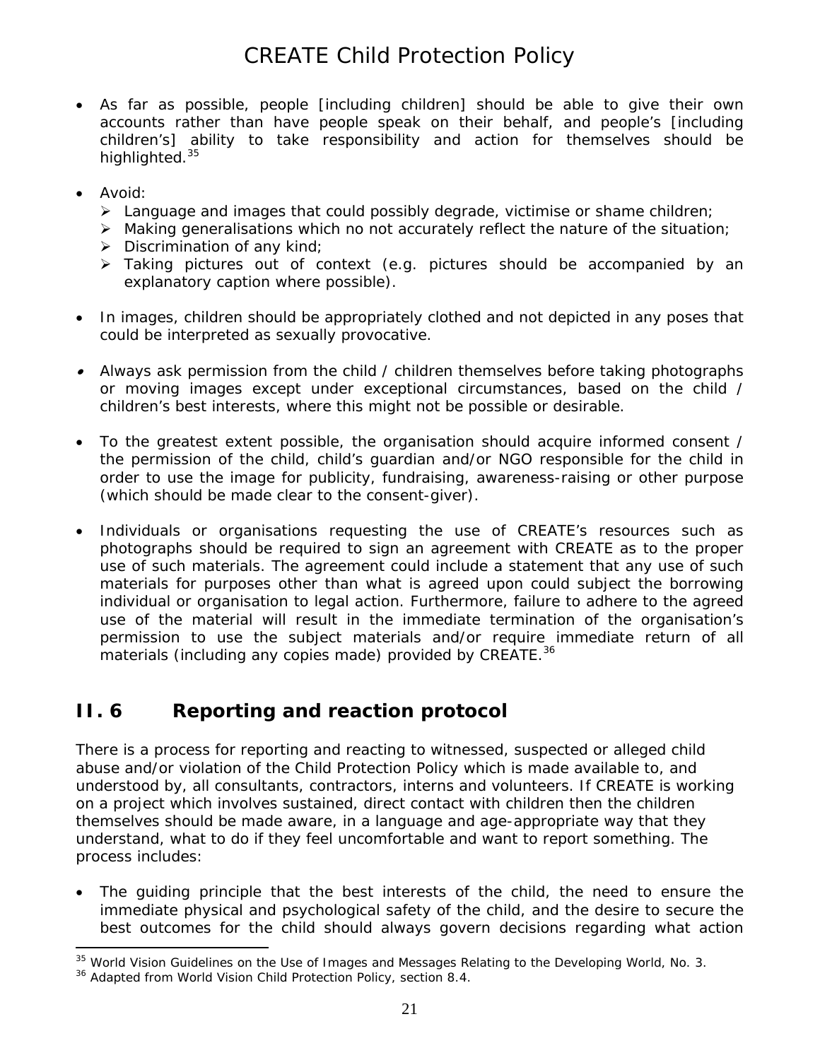- As far as possible, people [including children] should be able to give their own accounts rather than have people speak on their behalf, and people's [including children's] ability to take responsibility and action for themselves should be highlighted.[35]

- Avoid:
  - Language and images that could possibly degrade, victimise or shame children;
  - Making generalisations which no not accurately reflect the nature of the situation;
  - Discrimination of any kind;
  - Taking pictures out of context (e.g. pictures should be accompanied by an explanatory caption where possible).

- In images, children should be appropriately clothed and not depicted in any poses that could be interpreted as sexually provocative.

- Always ask permission from the child / children themselves before taking photographs or moving images except under exceptional circumstances, based on the child / children's best interests, where this might not be possible or desirable.

- To the greatest extent possible, the organisation should acquire informed consent / the permission of the child, child's guardian and/or NGO responsible for the child in order to use the image for publicity, fundraising, awareness-raising or other purpose (which should be made clear to the consent-giver).

- Individuals or organisations requesting the use of CREATE's resources such as photographs should be required to sign an agreement with CREATE as to the proper use of such materials. The agreement could include a statement that any use of such materials for purposes other than what is agreed upon could subject the borrowing individual or organisation to legal action. Furthermore, failure to adhere to the agreed use of the material will result in the immediate termination of the organisation's permission to use the subject materials and/or require immediate return of all materials (including any copies made) provided by CREATE.[36]

## II. 6 Reporting and reaction protocol

There is a process for reporting and reacting to witnessed, suspected or alleged child abuse and/or violation of the Child Protection Policy which is made available to, and understood by, all consultants, contractors, interns and volunteers. If CREATE is working on a project which involves sustained, direct contact with children then the children themselves should be made aware, in a language and age-appropriate way that they understand, what to do if they feel uncomfortable and want to report something. The process includes:

- The guiding principle that the best interests of the child, the need to ensure the immediate physical and psychological safety of the child, and the desire to secure the best outcomes for the child should always govern decisions regarding what action

---

[35] World Vision Guidelines on the Use of Images and Messages Relating to the Developing World, No. 3.

[36] Adapted from World Vision Child Protection Policy, section 8.4.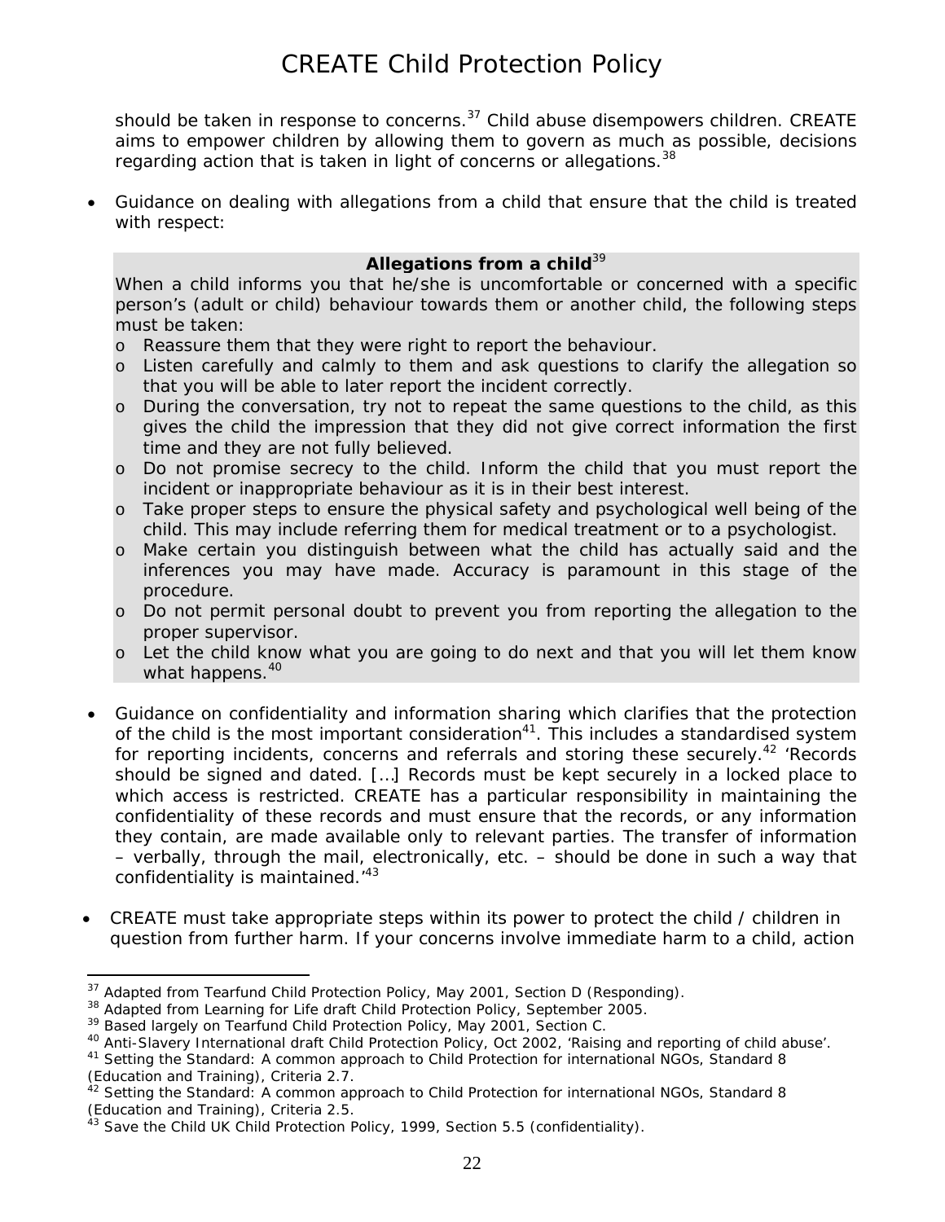should be taken in response to concerns.[37] Child abuse disempowers children. CREATE aims to empower children by allowing them to govern as much as possible, decisions regarding action that is taken in light of concerns or allegations.[38]

- Guidance on dealing with allegations from a child that ensure that the child is treated with respect:

> **Allegations from a child**[39]
>
> When a child informs you that he/she is uncomfortable or concerned with a specific person's (adult or child) behaviour towards them or another child, the following steps must be taken:
>
> - Reassure them that they were right to report the behaviour.
> - Listen carefully and calmly to them and ask questions to clarify the allegation so that you will be able to later report the incident correctly.
> - During the conversation, try not to repeat the same questions to the child, as this gives the child the impression that they did not give correct information the first time and they are not fully believed.
> - Do not promise secrecy to the child. Inform the child that you must report the incident or inappropriate behaviour as it is in their best interest.
> - Take proper steps to ensure the physical safety and psychological well being of the child. This may include referring them for medical treatment or to a psychologist.
> - Make certain you distinguish between what the child has actually said and the inferences you may have made. Accuracy is paramount in this stage of the procedure.
> - Do not permit personal doubt to prevent you from reporting the allegation to the proper supervisor.
> - Let the child know what you are going to do next and that you will let them know what happens.[40]

- Guidance on confidentiality and information sharing which clarifies that the protection of the child is the most important consideration[41]. This includes a standardised system for reporting incidents, concerns and referrals and storing these securely.[42] 'Records should be signed and dated. […] Records must be kept securely in a locked place to which access is restricted. CREATE has a particular responsibility in maintaining the confidentiality of these records and must ensure that the records, or any information they contain, are made available only to relevant parties. The transfer of information – verbally, through the mail, electronically, etc. – should be done in such a way that confidentiality is maintained.'[43]

- CREATE must take appropriate steps within its power to protect the child / children in question from further harm. If your concerns involve immediate harm to a child, action

---

[37] Adapted from Tearfund Child Protection Policy, May 2001, Section D (Responding).
[38] Adapted from Learning for Life draft Child Protection Policy, September 2005.
[39] Based largely on Tearfund Child Protection Policy, May 2001, Section C.
[40] Anti-Slavery International draft Child Protection Policy, Oct 2002, 'Raising and reporting of child abuse'.
[41] Setting the Standard: A common approach to Child Protection for international NGOs, Standard 8 (Education and Training), Criteria 2.7.
[42] Setting the Standard: A common approach to Child Protection for international NGOs, Standard 8 (Education and Training), Criteria 2.5.
[43] Save the Child UK Child Protection Policy, 1999, Section 5.5 (confidentiality).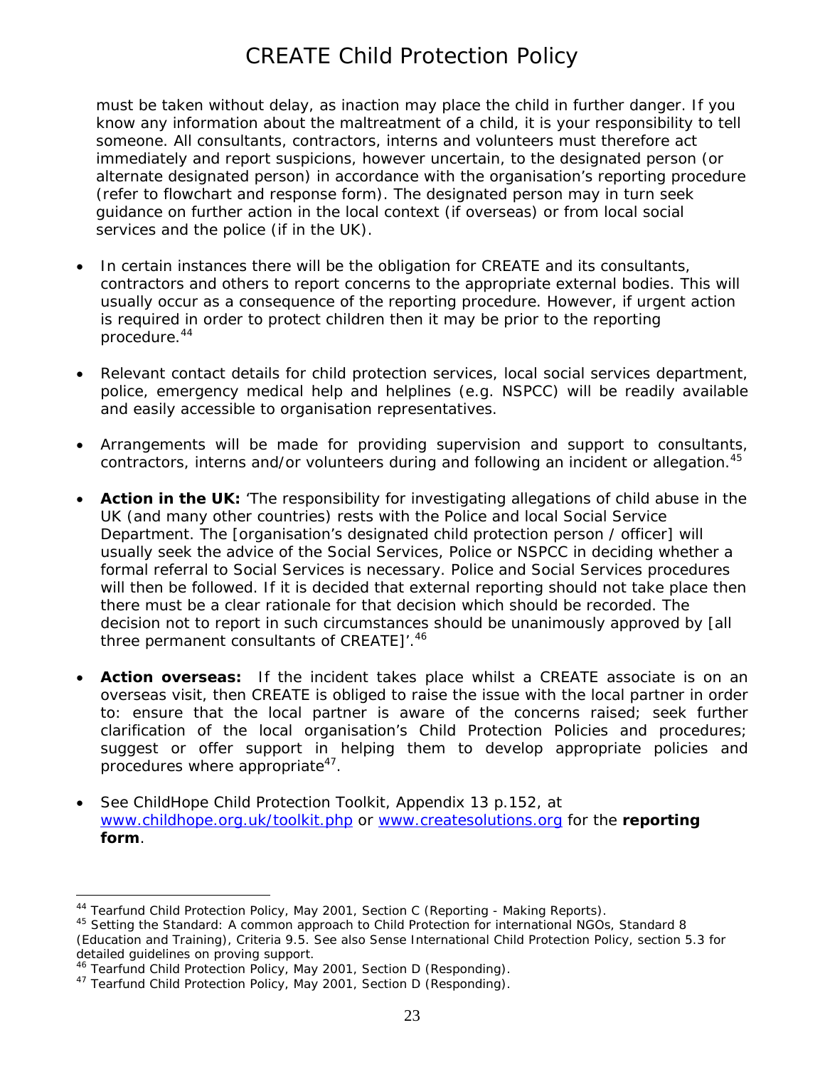must be taken without delay, as inaction may place the child in further danger. If you know any information about the maltreatment of a child, it is your responsibility to tell someone. All consultants, contractors, interns and volunteers must therefore act immediately and report suspicions, however uncertain, to the designated person (or alternate designated person) in accordance with the organisation's reporting procedure (refer to flowchart and response form). The designated person may in turn seek guidance on further action in the local context (if overseas) or from local social services and the police (if in the UK).

- In certain instances there will be the obligation for CREATE and its consultants, contractors and others to report concerns to the appropriate external bodies. This will usually occur as a consequence of the reporting procedure. However, if urgent action is required in order to protect children then it may be prior to the reporting procedure.[44]

- Relevant contact details for child protection services, local social services department, police, emergency medical help and helplines (e.g. NSPCC) will be readily available and easily accessible to organisation representatives.

- Arrangements will be made for providing supervision and support to consultants, contractors, interns and/or volunteers during and following an incident or allegation.[45]

- **Action in the UK:** 'The responsibility for investigating allegations of child abuse in the UK (and many other countries) rests with the Police and local Social Service Department. The [organisation's designated child protection person / officer] will usually seek the advice of the Social Services, Police or NSPCC in deciding whether a formal referral to Social Services is necessary. Police and Social Services procedures will then be followed. If it is decided that external reporting should not take place then there must be a clear rationale for that decision which should be recorded. The decision not to report in such circumstances should be unanimously approved by [all three permanent consultants of CREATE]'.[46]

- **Action overseas:** If the incident takes place whilst a CREATE associate is on an overseas visit, then CREATE is obliged to raise the issue with the local partner in order to: ensure that the local partner is aware of the concerns raised; seek further clarification of the local organisation's Child Protection Policies and procedures; suggest or offer support in helping them to develop appropriate policies and procedures where appropriate[47].

- See ChildHope Child Protection Toolkit, Appendix 13 p.152, at www.childhope.org.uk/toolkit.php or www.createsolutions.org for the **reporting form**.

---

[44] Tearfund Child Protection Policy, May 2001, Section C (Reporting - Making Reports).

[45] Setting the Standard: A common approach to Child Protection for international NGOs, Standard 8 (Education and Training), Criteria 9.5. See also Sense International Child Protection Policy, section 5.3 for detailed guidelines on proving support.

[46] Tearfund Child Protection Policy, May 2001, Section D (Responding).

[47] Tearfund Child Protection Policy, May 2001, Section D (Responding).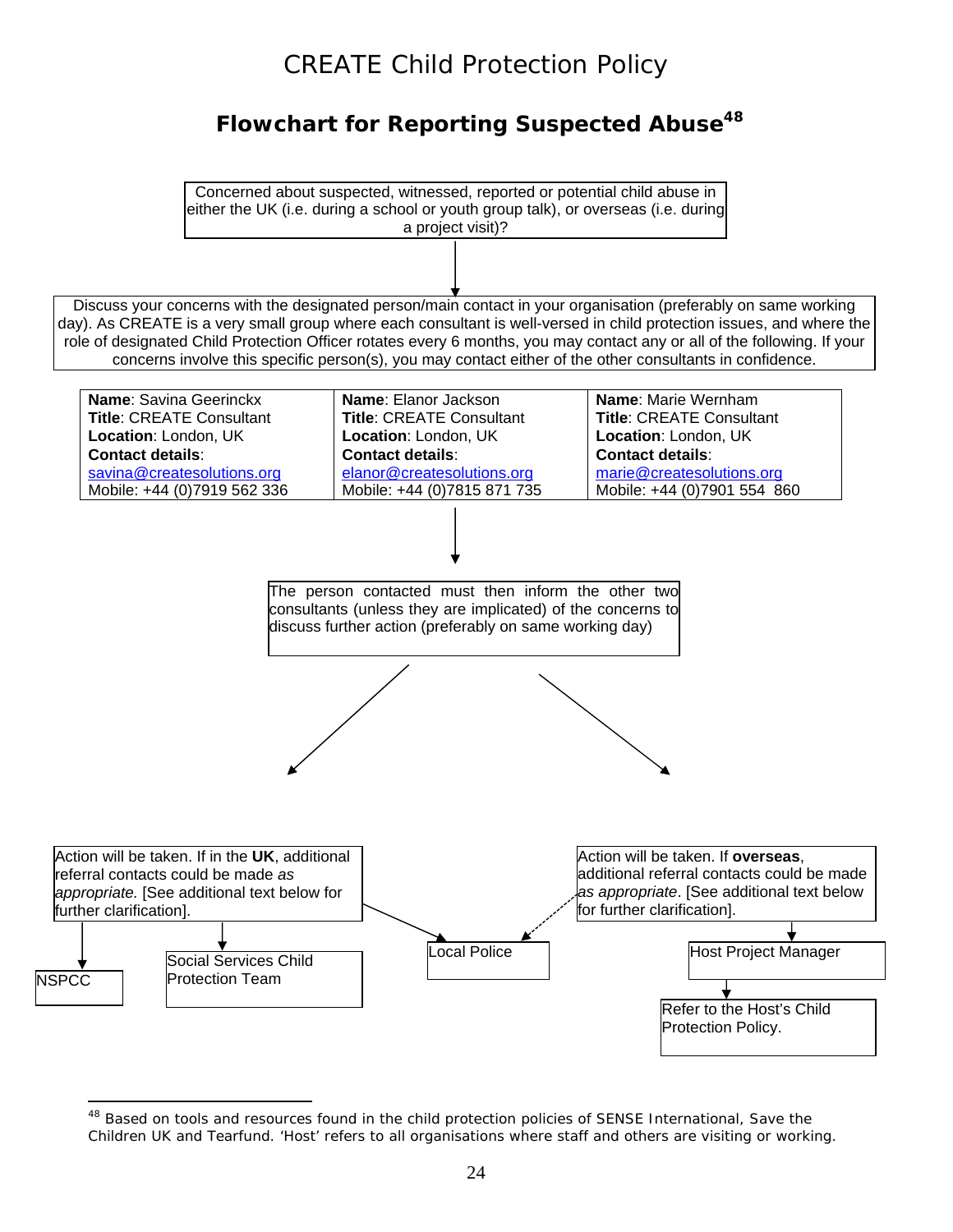# CREATE Child Protection Policy

## Flowchart for Reporting Suspected Abuse[48]

Concerned about suspected, witnessed, reported or potential child abuse in either the UK (i.e. during a school or youth group talk), or overseas (i.e. during a project visit)?

↓

Discuss your concerns with the designated person/main contact in your organisation (preferably on same working day). As CREATE is a very small group where each consultant is well-versed in child protection issues, and where the role of designated Child Protection Officer rotates every 6 months, you may contact any or all of the following. If your concerns involve this specific person(s), you may contact either of the other consultants in confidence.

| **Name**: Savina Geerinckx | **Name**: Elanor Jackson | **Name**: Marie Wernham |
|---|---|---|
| **Title**: CREATE Consultant | **Title**: CREATE Consultant | **Title**: CREATE Consultant |
| **Location**: London, UK | **Location**: London, UK | **Location**: London, UK |
| **Contact details**: | **Contact details**: | **Contact details**: |
| savina@createsolutions.org | elanor@createsolutions.org | marie@createsolutions.org |
| Mobile: +44 (0)7919 562 336 | Mobile: +44 (0)7815 871 735 | Mobile: +44 (0)7901 554 860 |

↓

The person contacted must then inform the other two consultants (unless they are implicated) of the concerns to discuss further action (preferably on same working day)

↙ ↘

Action will be taken. If in the **UK**, additional referral contacts could be made *as appropriate.* [See additional text below for further clarification].

- NSPCC
- Social Services Child Protection Team
- Local Police

Action will be taken. If **overseas**, additional referral contacts could be made *as appropriate*. [See additional text below for further clarification].

- Local Police
- Host Project Manager → Refer to the Host's Child Protection Policy.

---

[48] Based on tools and resources found in the child protection policies of SENSE International, Save the Children UK and Tearfund. 'Host' refers to all organisations where staff and others are visiting or working.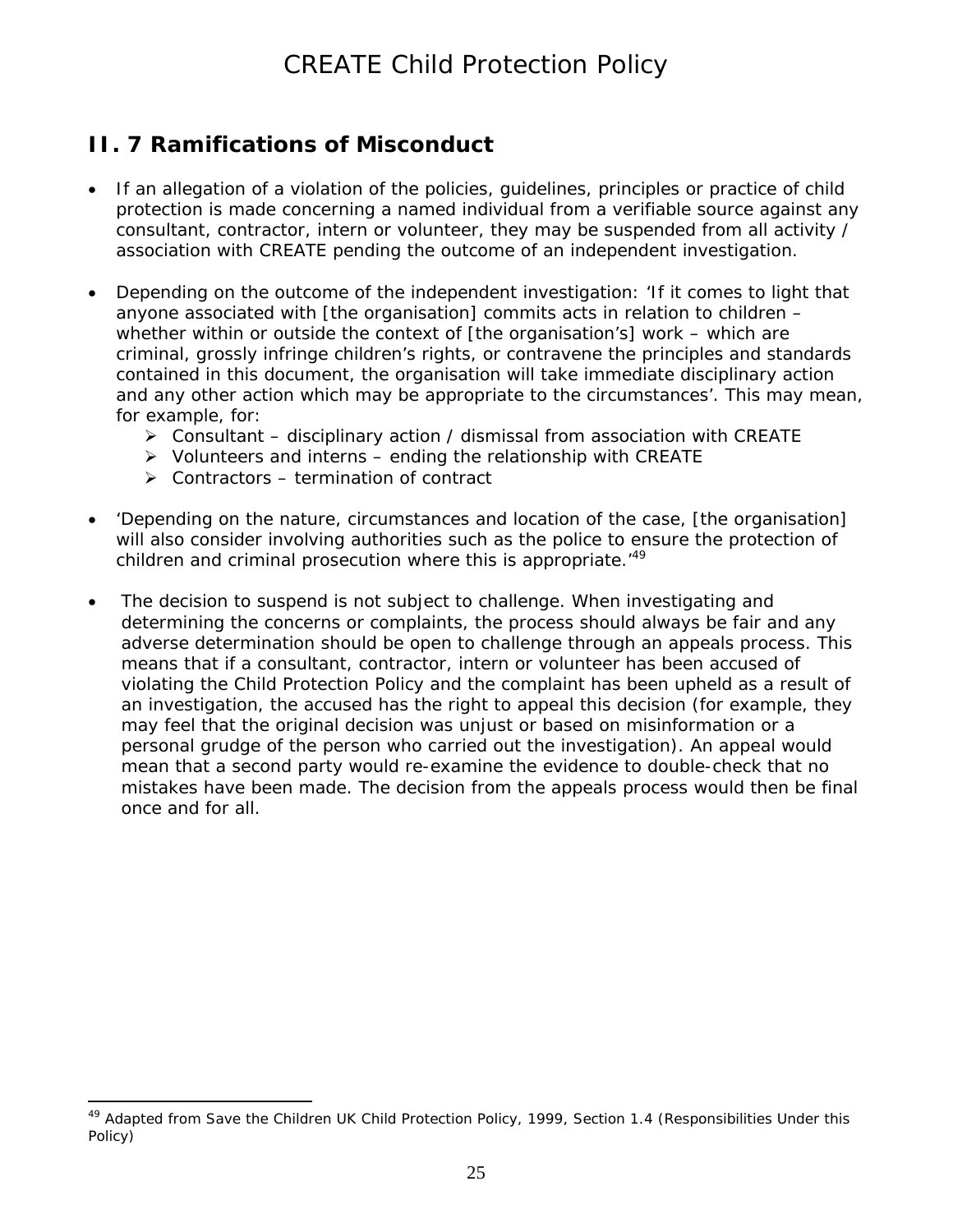## II. 7 Ramifications of Misconduct

- If an allegation of a violation of the policies, guidelines, principles or practice of child protection is made concerning a named individual from a verifiable source against any consultant, contractor, intern or volunteer, they may be suspended from all activity / association with CREATE pending the outcome of an independent investigation.

- Depending on the outcome of the independent investigation: 'If it comes to light that anyone associated with [the organisation] commits acts in relation to children – whether within or outside the context of [the organisation's] work – which are criminal, grossly infringe children's rights, or contravene the principles and standards contained in this document, the organisation will take immediate disciplinary action and any other action which may be appropriate to the circumstances'. This may mean, for example, for:
  - Consultant – disciplinary action / dismissal from association with CREATE
  - Volunteers and interns – ending the relationship with CREATE
  - Contractors – termination of contract

- 'Depending on the nature, circumstances and location of the case, [the organisation] will also consider involving authorities such as the police to ensure the protection of children and criminal prosecution where this is appropriate.'[49]

- The decision to suspend is not subject to challenge. When investigating and determining the concerns or complaints, the process should always be fair and any adverse determination should be open to challenge through an appeals process. This means that if a consultant, contractor, intern or volunteer has been accused of violating the Child Protection Policy and the complaint has been upheld as a result of an investigation, the accused has the right to appeal this decision (for example, they may feel that the original decision was unjust or based on misinformation or a personal grudge of the person who carried out the investigation). An appeal would mean that a second party would re-examine the evidence to double-check that no mistakes have been made. The decision from the appeals process would then be final once and for all.

---

[49] Adapted from Save the Children UK Child Protection Policy, 1999, Section 1.4 (Responsibilities Under this Policy)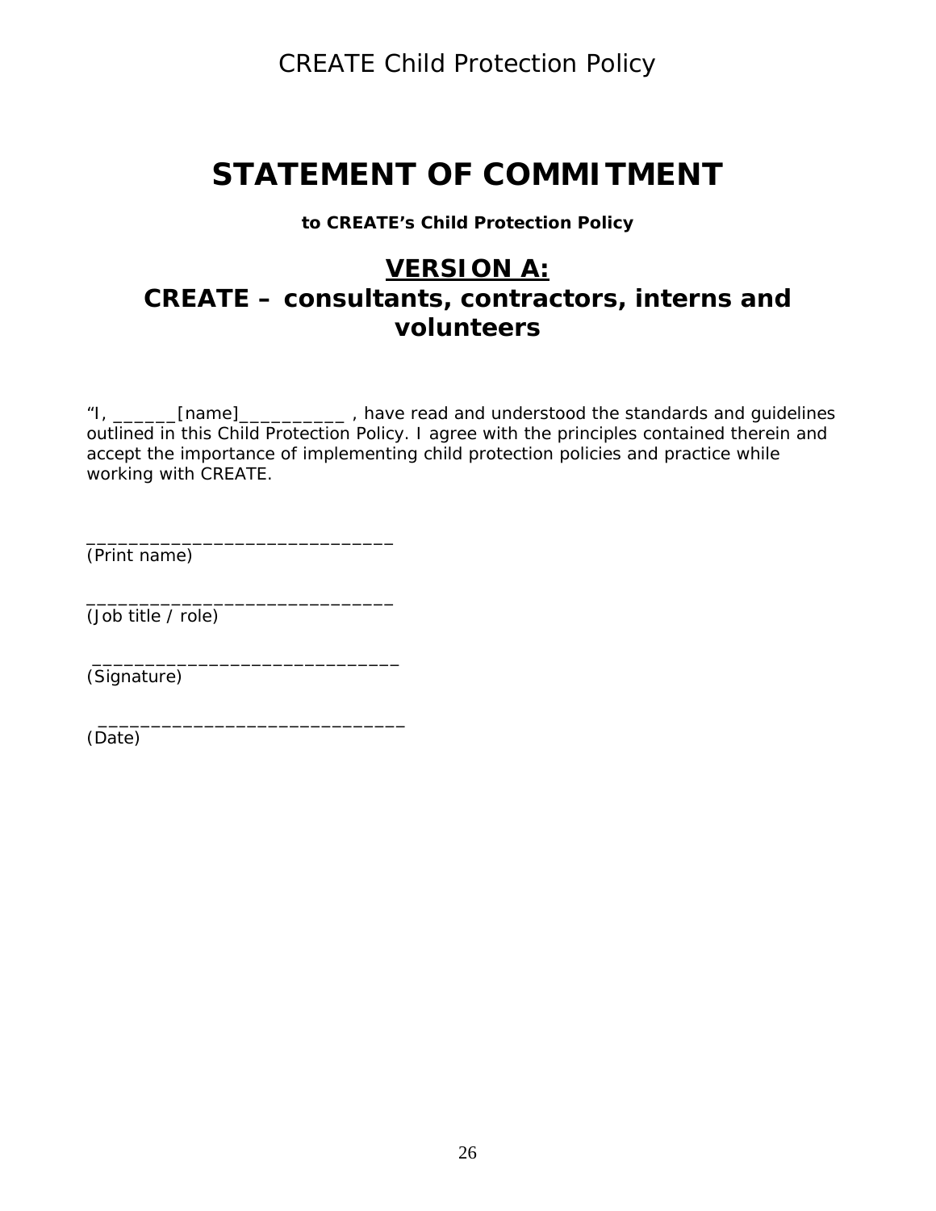# STATEMENT OF COMMITMENT

**to CREATE's Child Protection Policy**

## <u>VERSION A:</u>
## CREATE – consultants, contractors, interns and volunteers

"I, ______[name]__________ , have read and understood the standards and guidelines outlined in this Child Protection Policy. I agree with the principles contained therein and accept the importance of implementing child protection policies and practice while working with CREATE.

_____________________________
(Print name)

_____________________________
(Job title / role)

_____________________________
(Signature)

_____________________________
(Date)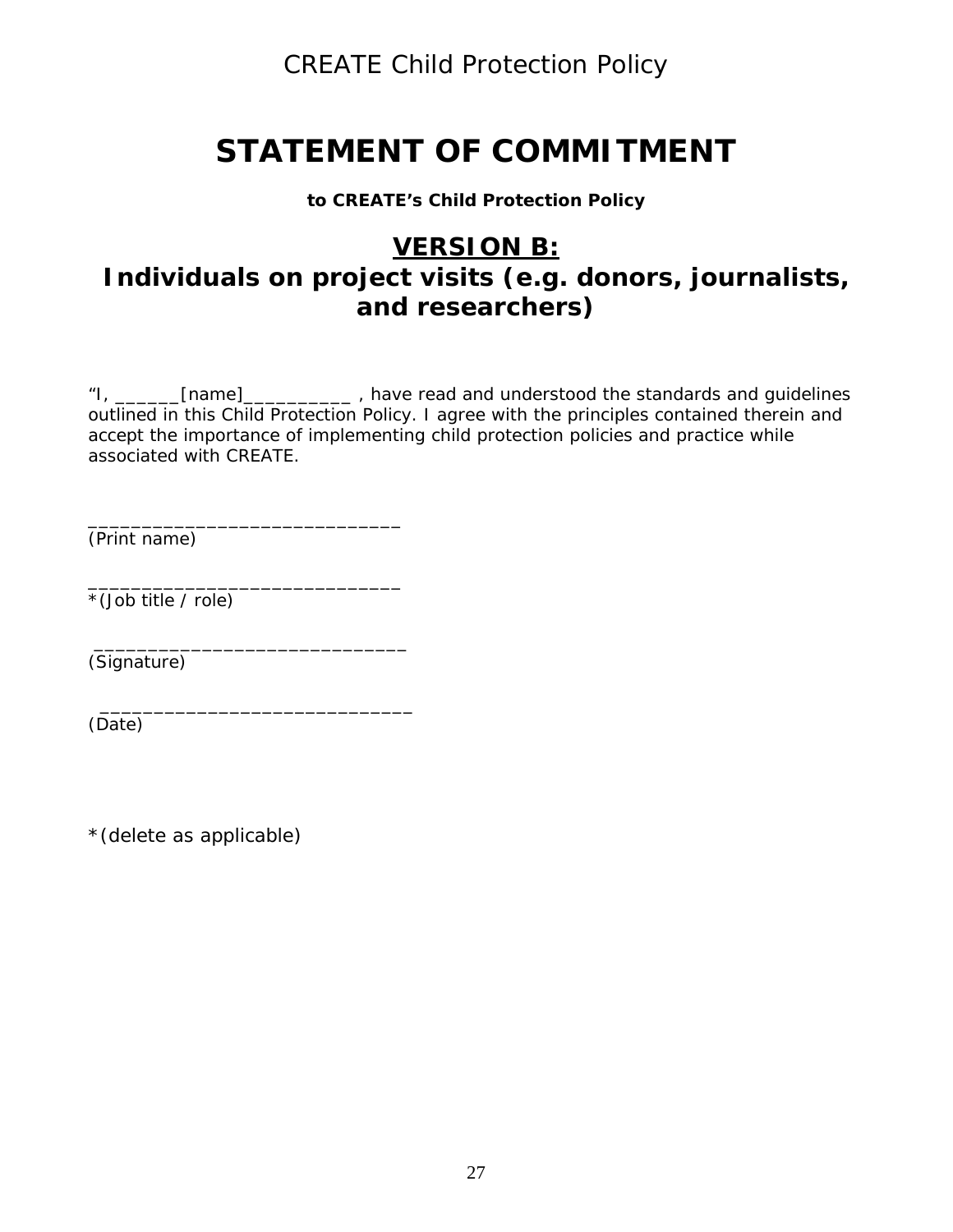# STATEMENT OF COMMITMENT

**to CREATE's Child Protection Policy**

## VERSION B:
## Individuals on project visits (e.g. donors, journalists, and researchers)

"I, ______[name]__________ , have read and understood the standards and guidelines outlined in this Child Protection Policy. I agree with the principles contained therein and accept the importance of implementing child protection policies and practice while associated with CREATE.

_____________________________
(Print name)

_____________________________
*(Job title / role)

_____________________________
(Signature)

_____________________________
(Date)

*(delete as applicable)